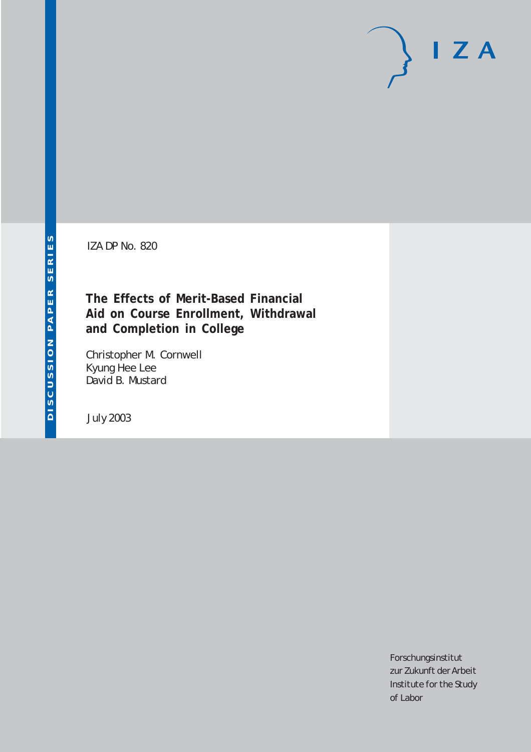IZA DP No. 820

# The Effects of Merit-Based Financial Aid on Course Enrollment, Withdrawal and Completion in College

Christopher M. Cornwell
Kyung Hee Lee
David B. Mustard

July 2003

Forschungsinstitut
zur Zukunft der Arbeit
Institute for the Study
of Labor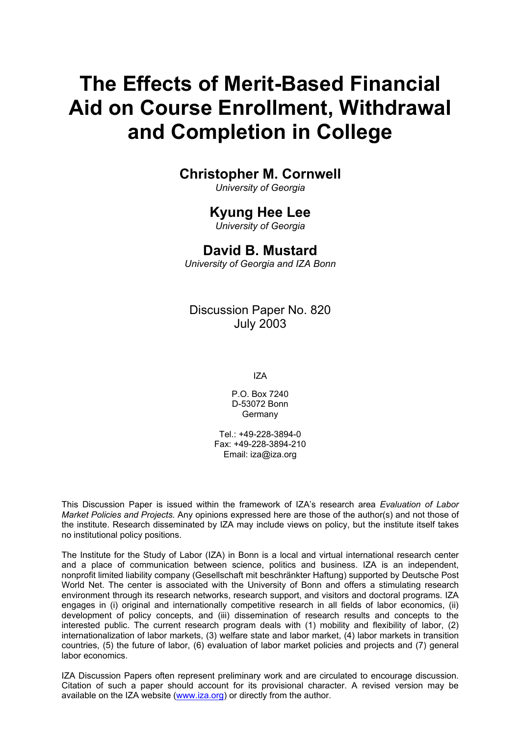# The Effects of Merit-Based Financial Aid on Course Enrollment, Withdrawal and Completion in College

## Christopher M. Cornwell

*University of Georgia*

## Kyung Hee Lee

*University of Georgia*

## David B. Mustard

*University of Georgia and IZA Bonn*

Discussion Paper No. 820
July 2003

IZA

P.O. Box 7240
D-53072 Bonn
Germany

Tel.: +49-228-3894-0
Fax: +49-228-3894-210
Email: iza@iza.org

This Discussion Paper is issued within the framework of IZA's research area *Evaluation of Labor Market Policies and Projects.* Any opinions expressed here are those of the author(s) and not those of the institute. Research disseminated by IZA may include views on policy, but the institute itself takes no institutional policy positions.

The Institute for the Study of Labor (IZA) in Bonn is a local and virtual international research center and a place of communication between science, politics and business. IZA is an independent, nonprofit limited liability company (Gesellschaft mit beschränkter Haftung) supported by Deutsche Post World Net. The center is associated with the University of Bonn and offers a stimulating research environment through its research networks, research support, and visitors and doctoral programs. IZA engages in (i) original and internationally competitive research in all fields of labor economics, (ii) development of policy concepts, and (iii) dissemination of research results and concepts to the interested public. The current research program deals with (1) mobility and flexibility of labor, (2) internationalization of labor markets, (3) welfare state and labor market, (4) labor markets in transition countries, (5) the future of labor, (6) evaluation of labor market policies and projects and (7) general labor economics.

IZA Discussion Papers often represent preliminary work and are circulated to encourage discussion. Citation of such a paper should account for its provisional character. A revised version may be available on the IZA website (www.iza.org) or directly from the author.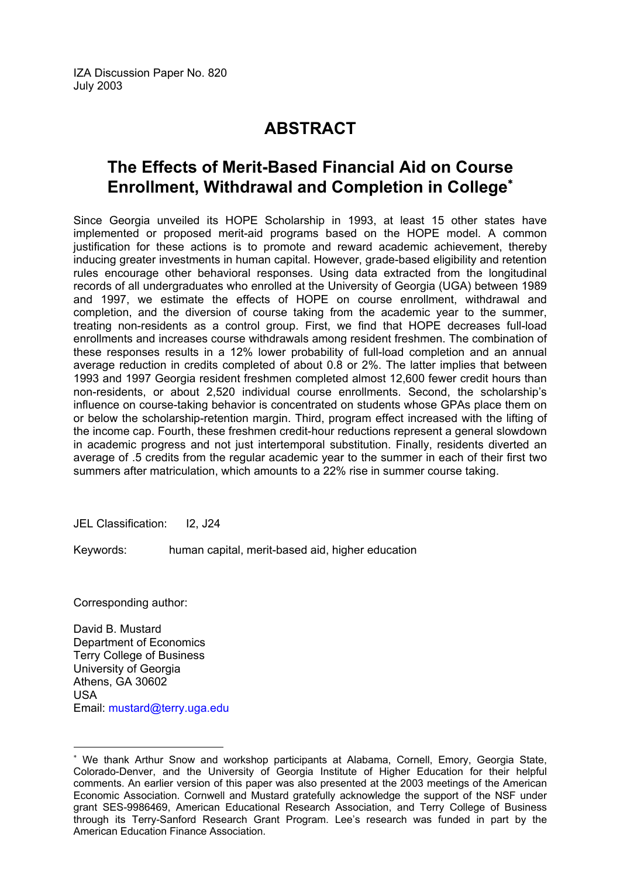IZA Discussion Paper No. 820
July 2003

# ABSTRACT

## The Effects of Merit-Based Financial Aid on Course Enrollment, Withdrawal and Completion in College*

Since Georgia unveiled its HOPE Scholarship in 1993, at least 15 other states have implemented or proposed merit-aid programs based on the HOPE model. A common justification for these actions is to promote and reward academic achievement, thereby inducing greater investments in human capital. However, grade-based eligibility and retention rules encourage other behavioral responses. Using data extracted from the longitudinal records of all undergraduates who enrolled at the University of Georgia (UGA) between 1989 and 1997, we estimate the effects of HOPE on course enrollment, withdrawal and completion, and the diversion of course taking from the academic year to the summer, treating non-residents as a control group. First, we find that HOPE decreases full-load enrollments and increases course withdrawals among resident freshmen. The combination of these responses results in a 12% lower probability of full-load completion and an annual average reduction in credits completed of about 0.8 or 2%. The latter implies that between 1993 and 1997 Georgia resident freshmen completed almost 12,600 fewer credit hours than non-residents, or about 2,520 individual course enrollments. Second, the scholarship's influence on course-taking behavior is concentrated on students whose GPAs place them on or below the scholarship-retention margin. Third, program effect increased with the lifting of the income cap. Fourth, these freshmen credit-hour reductions represent a general slowdown in academic progress and not just intertemporal substitution. Finally, residents diverted an average of .5 credits from the regular academic year to the summer in each of their first two summers after matriculation, which amounts to a 22% rise in summer course taking.

JEL Classification: I2, J24

Keywords: human capital, merit-based aid, higher education

Corresponding author:

David B. Mustard
Department of Economics
Terry College of Business
University of Georgia
Athens, GA 30602
USA
Email: mustard@terry.uga.edu

---

* We thank Arthur Snow and workshop participants at Alabama, Cornell, Emory, Georgia State, Colorado-Denver, and the University of Georgia Institute of Higher Education for their helpful comments. An earlier version of this paper was also presented at the 2003 meetings of the American Economic Association. Cornwell and Mustard gratefully acknowledge the support of the NSF under grant SES-9986469, American Educational Research Association, and Terry College of Business through its Terry-Sanford Research Grant Program. Lee's research was funded in part by the American Education Finance Association.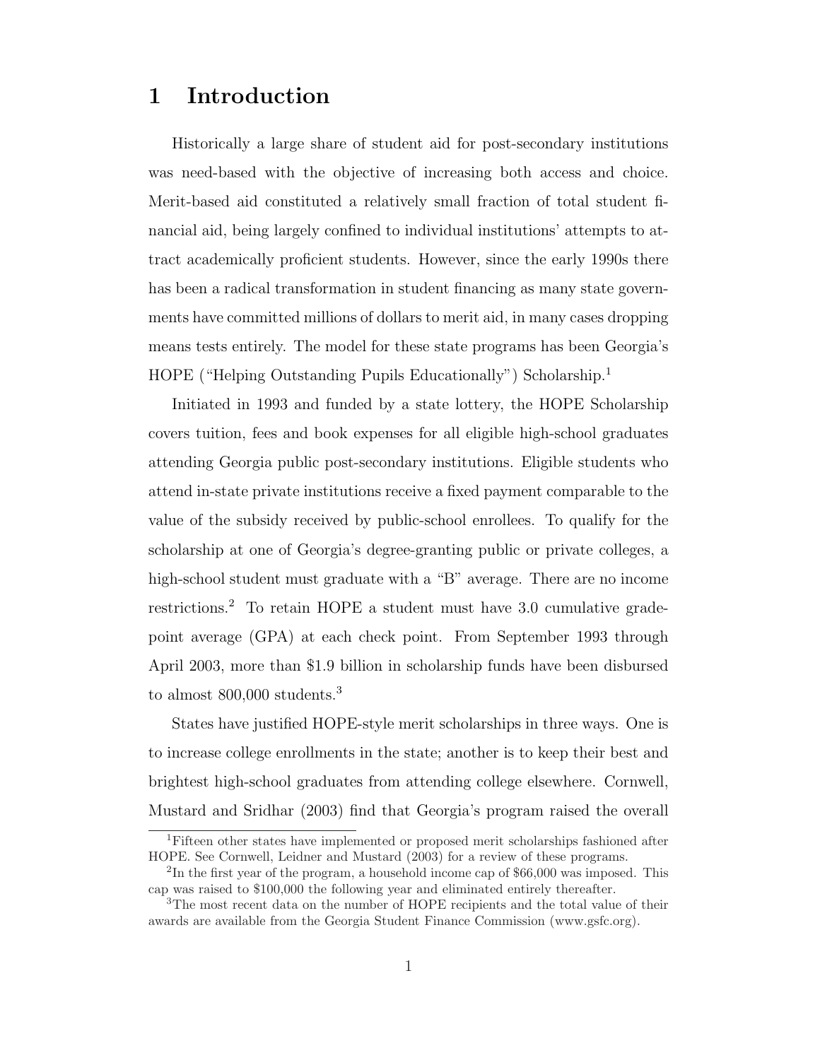# 1 Introduction

Historically a large share of student aid for post-secondary institutions was need-based with the objective of increasing both access and choice. Merit-based aid constituted a relatively small fraction of total student financial aid, being largely confined to individual institutions' attempts to attract academically proficient students. However, since the early 1990s there has been a radical transformation in student financing as many state governments have committed millions of dollars to merit aid, in many cases dropping means tests entirely. The model for these state programs has been Georgia's HOPE ("Helping Outstanding Pupils Educationally") Scholarship.[1]

Initiated in 1993 and funded by a state lottery, the HOPE Scholarship covers tuition, fees and book expenses for all eligible high-school graduates attending Georgia public post-secondary institutions. Eligible students who attend in-state private institutions receive a fixed payment comparable to the value of the subsidy received by public-school enrollees. To qualify for the scholarship at one of Georgia's degree-granting public or private colleges, a high-school student must graduate with a "B" average. There are no income restrictions.[2] To retain HOPE a student must have 3.0 cumulative grade-point average (GPA) at each check point. From September 1993 through April 2003, more than $1.9 billion in scholarship funds have been disbursed to almost 800,000 students.[3]

States have justified HOPE-style merit scholarships in three ways. One is to increase college enrollments in the state; another is to keep their best and brightest high-school graduates from attending college elsewhere. Cornwell, Mustard and Sridhar (2003) find that Georgia's program raised the overall

[1] Fifteen other states have implemented or proposed merit scholarships fashioned after HOPE. See Cornwell, Leidner and Mustard (2003) for a review of these programs.

[2] In the first year of the program, a household income cap of $66,000 was imposed. This cap was raised to $100,000 the following year and eliminated entirely thereafter.

[3] The most recent data on the number of HOPE recipients and the total value of their awards are available from the Georgia Student Finance Commission (www.gsfc.org).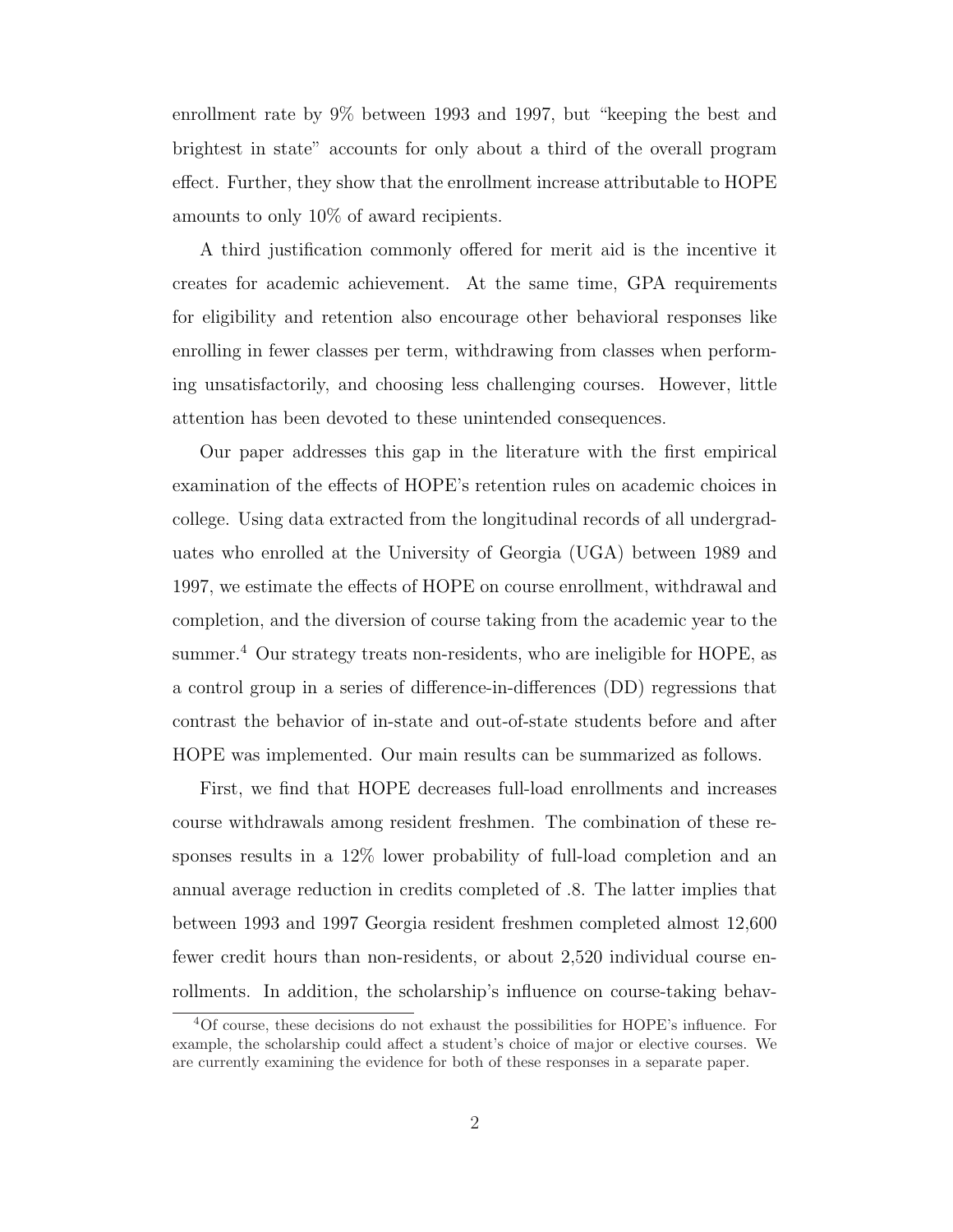enrollment rate by 9% between 1993 and 1997, but "keeping the best and brightest in state" accounts for only about a third of the overall program effect. Further, they show that the enrollment increase attributable to HOPE amounts to only 10% of award recipients.

A third justification commonly offered for merit aid is the incentive it creates for academic achievement. At the same time, GPA requirements for eligibility and retention also encourage other behavioral responses like enrolling in fewer classes per term, withdrawing from classes when performing unsatisfactorily, and choosing less challenging courses. However, little attention has been devoted to these unintended consequences.

Our paper addresses this gap in the literature with the first empirical examination of the effects of HOPE's retention rules on academic choices in college. Using data extracted from the longitudinal records of all undergraduates who enrolled at the University of Georgia (UGA) between 1989 and 1997, we estimate the effects of HOPE on course enrollment, withdrawal and completion, and the diversion of course taking from the academic year to the summer.[4] Our strategy treats non-residents, who are ineligible for HOPE, as a control group in a series of difference-in-differences (DD) regressions that contrast the behavior of in-state and out-of-state students before and after HOPE was implemented. Our main results can be summarized as follows.

First, we find that HOPE decreases full-load enrollments and increases course withdrawals among resident freshmen. The combination of these responses results in a 12% lower probability of full-load completion and an annual average reduction in credits completed of .8. The latter implies that between 1993 and 1997 Georgia resident freshmen completed almost 12,600 fewer credit hours than non-residents, or about 2,520 individual course enrollments. In addition, the scholarship's influence on course-taking behav-

[4] Of course, these decisions do not exhaust the possibilities for HOPE's influence. For example, the scholarship could affect a student's choice of major or elective courses. We are currently examining the evidence for both of these responses in a separate paper.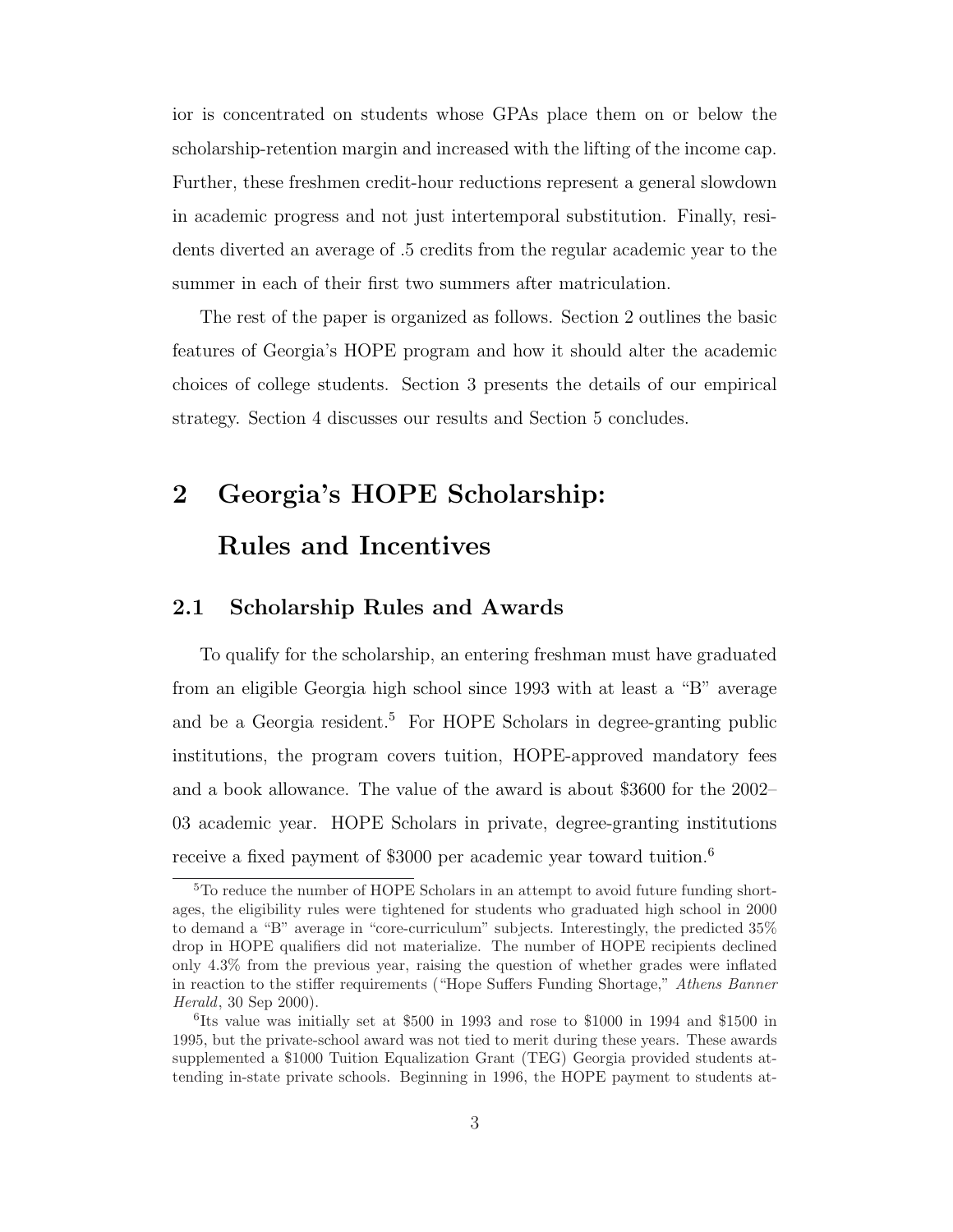ior is concentrated on students whose GPAs place them on or below the scholarship-retention margin and increased with the lifting of the income cap. Further, these freshmen credit-hour reductions represent a general slowdown in academic progress and not just intertemporal substitution. Finally, residents diverted an average of .5 credits from the regular academic year to the summer in each of their first two summers after matriculation.

The rest of the paper is organized as follows. Section 2 outlines the basic features of Georgia's HOPE program and how it should alter the academic choices of college students. Section 3 presents the details of our empirical strategy. Section 4 discusses our results and Section 5 concludes.

# 2 Georgia's HOPE Scholarship: Rules and Incentives

## 2.1 Scholarship Rules and Awards

To qualify for the scholarship, an entering freshman must have graduated from an eligible Georgia high school since 1993 with at least a "B" average and be a Georgia resident.[5] For HOPE Scholars in degree-granting public institutions, the program covers tuition, HOPE-approved mandatory fees and a book allowance. The value of the award is about \$3600 for the 2002–03 academic year. HOPE Scholars in private, degree-granting institutions receive a fixed payment of \$3000 per academic year toward tuition.[6]

[5] To reduce the number of HOPE Scholars in an attempt to avoid future funding shortages, the eligibility rules were tightened for students who graduated high school in 2000 to demand a "B" average in "core-curriculum" subjects. Interestingly, the predicted 35% drop in HOPE qualifiers did not materialize. The number of HOPE recipients declined only 4.3% from the previous year, raising the question of whether grades were inflated in reaction to the stiffer requirements ("Hope Suffers Funding Shortage," *Athens Banner Herald*, 30 Sep 2000).

[6] Its value was initially set at \$500 in 1993 and rose to \$1000 in 1994 and \$1500 in 1995, but the private-school award was not tied to merit during these years. These awards supplemented a \$1000 Tuition Equalization Grant (TEG) Georgia provided students attending in-state private schools. Beginning in 1996, the HOPE payment to students at-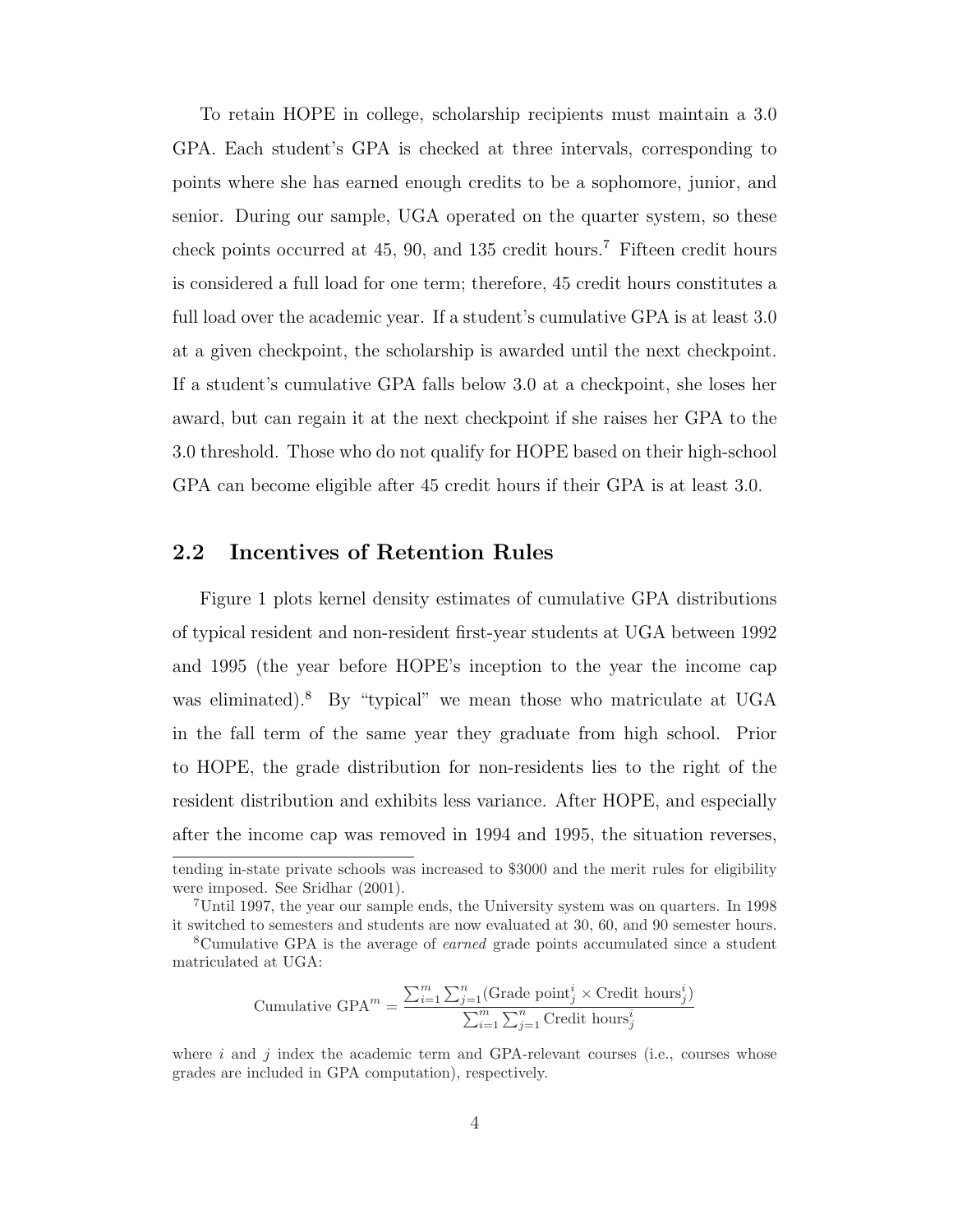To retain HOPE in college, scholarship recipients must maintain a 3.0 GPA. Each student's GPA is checked at three intervals, corresponding to points where she has earned enough credits to be a sophomore, junior, and senior. During our sample, UGA operated on the quarter system, so these check points occurred at 45, 90, and 135 credit hours.[7] Fifteen credit hours is considered a full load for one term; therefore, 45 credit hours constitutes a full load over the academic year. If a student's cumulative GPA is at least 3.0 at a given checkpoint, the scholarship is awarded until the next checkpoint. If a student's cumulative GPA falls below 3.0 at a checkpoint, she loses her award, but can regain it at the next checkpoint if she raises her GPA to the 3.0 threshold. Those who do not qualify for HOPE based on their high-school GPA can become eligible after 45 credit hours if their GPA is at least 3.0.

## 2.2 Incentives of Retention Rules

Figure 1 plots kernel density estimates of cumulative GPA distributions of typical resident and non-resident first-year students at UGA between 1992 and 1995 (the year before HOPE's inception to the year the income cap was eliminated).[8] By "typical" we mean those who matriculate at UGA in the fall term of the same year they graduate from high school. Prior to HOPE, the grade distribution for non-residents lies to the right of the resident distribution and exhibits less variance. After HOPE, and especially after the income cap was removed in 1994 and 1995, the situation reverses,

---

tending in-state private schools was increased to \$3000 and the merit rules for eligibility were imposed. See Sridhar (2001).

[7] Until 1997, the year our sample ends, the University system was on quarters. In 1998 it switched to semesters and students are now evaluated at 30, 60, and 90 semester hours.

[8] Cumulative GPA is the average of *earned* grade points accumulated since a student matriculated at UGA:

$$\text{Cumulative GPA}^m = \frac{\sum_{i=1}^{m}\sum_{j=1}^{n}(\text{Grade point}_j^i \times \text{Credit hours}_j^i)}{\sum_{i=1}^{m}\sum_{j=1}^{n}\text{Credit hours}_j^i}$$

where $i$ and $j$ index the academic term and GPA-relevant courses (i.e., courses whose grades are included in GPA computation), respectively.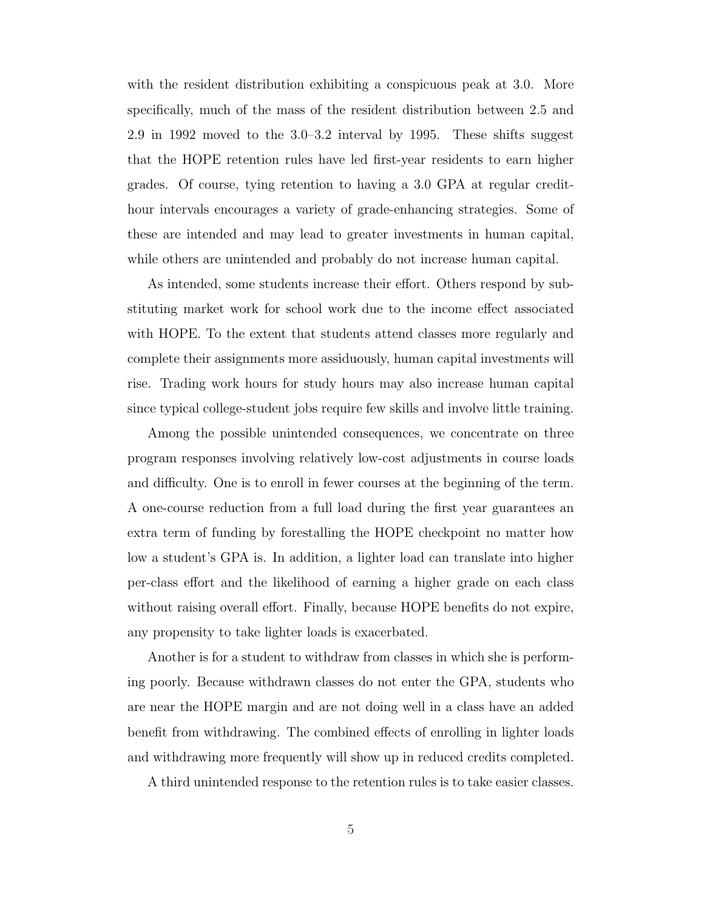with the resident distribution exhibiting a conspicuous peak at 3.0. More specifically, much of the mass of the resident distribution between 2.5 and 2.9 in 1992 moved to the 3.0–3.2 interval by 1995. These shifts suggest that the HOPE retention rules have led first-year residents to earn higher grades. Of course, tying retention to having a 3.0 GPA at regular credit-hour intervals encourages a variety of grade-enhancing strategies. Some of these are intended and may lead to greater investments in human capital, while others are unintended and probably do not increase human capital.

As intended, some students increase their effort. Others respond by substituting market work for school work due to the income effect associated with HOPE. To the extent that students attend classes more regularly and complete their assignments more assiduously, human capital investments will rise. Trading work hours for study hours may also increase human capital since typical college-student jobs require few skills and involve little training.

Among the possible unintended consequences, we concentrate on three program responses involving relatively low-cost adjustments in course loads and difficulty. One is to enroll in fewer courses at the beginning of the term. A one-course reduction from a full load during the first year guarantees an extra term of funding by forestalling the HOPE checkpoint no matter how low a student's GPA is. In addition, a lighter load can translate into higher per-class effort and the likelihood of earning a higher grade on each class without raising overall effort. Finally, because HOPE benefits do not expire, any propensity to take lighter loads is exacerbated.

Another is for a student to withdraw from classes in which she is performing poorly. Because withdrawn classes do not enter the GPA, students who are near the HOPE margin and are not doing well in a class have an added benefit from withdrawing. The combined effects of enrolling in lighter loads and withdrawing more frequently will show up in reduced credits completed.

A third unintended response to the retention rules is to take easier classes.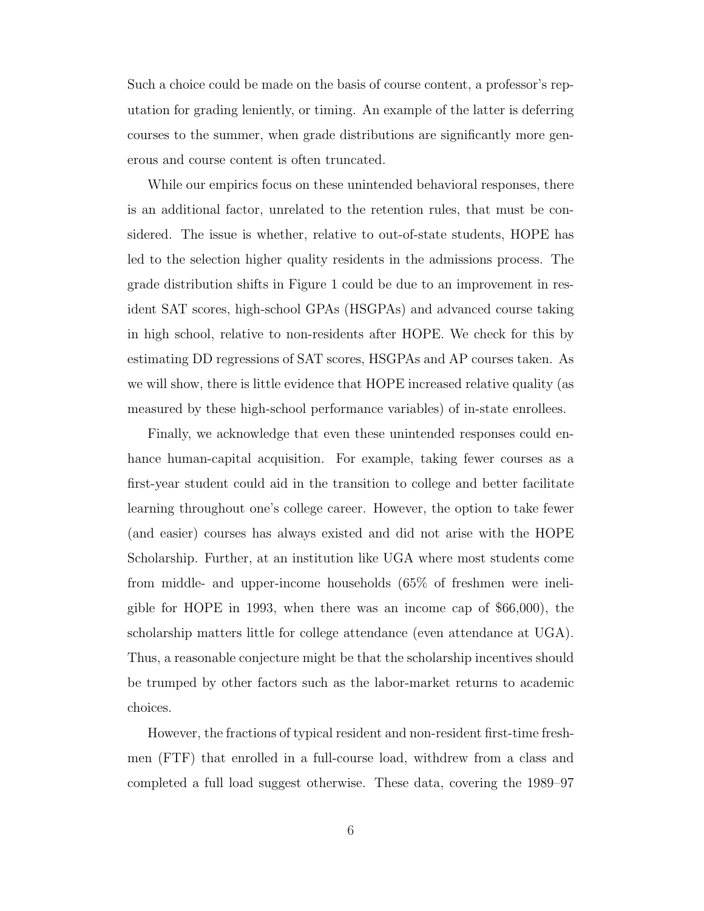Such a choice could be made on the basis of course content, a professor's reputation for grading leniently, or timing. An example of the latter is deferring courses to the summer, when grade distributions are significantly more generous and course content is often truncated.

While our empirics focus on these unintended behavioral responses, there is an additional factor, unrelated to the retention rules, that must be considered. The issue is whether, relative to out-of-state students, HOPE has led to the selection higher quality residents in the admissions process. The grade distribution shifts in Figure 1 could be due to an improvement in resident SAT scores, high-school GPAs (HSGPAs) and advanced course taking in high school, relative to non-residents after HOPE. We check for this by estimating DD regressions of SAT scores, HSGPAs and AP courses taken. As we will show, there is little evidence that HOPE increased relative quality (as measured by these high-school performance variables) of in-state enrollees.

Finally, we acknowledge that even these unintended responses could enhance human-capital acquisition. For example, taking fewer courses as a first-year student could aid in the transition to college and better facilitate learning throughout one's college career. However, the option to take fewer (and easier) courses has always existed and did not arise with the HOPE Scholarship. Further, at an institution like UGA where most students come from middle- and upper-income households (65% of freshmen were ineligible for HOPE in 1993, when there was an income cap of $66,000), the scholarship matters little for college attendance (even attendance at UGA). Thus, a reasonable conjecture might be that the scholarship incentives should be trumped by other factors such as the labor-market returns to academic choices.

However, the fractions of typical resident and non-resident first-time freshmen (FTF) that enrolled in a full-course load, withdrew from a class and completed a full load suggest otherwise. These data, covering the 1989–97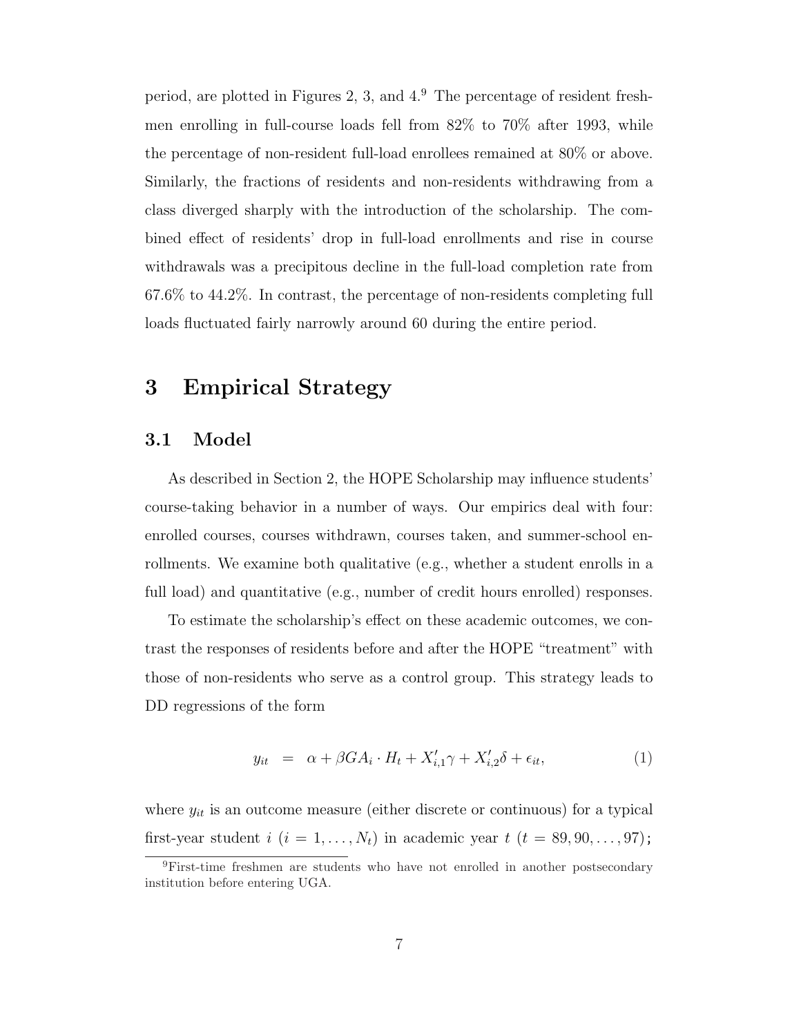period, are plotted in Figures 2, 3, and 4.[9] The percentage of resident freshmen enrolling in full-course loads fell from 82% to 70% after 1993, while the percentage of non-resident full-load enrollees remained at 80% or above. Similarly, the fractions of residents and non-residents withdrawing from a class diverged sharply with the introduction of the scholarship. The combined effect of residents' drop in full-load enrollments and rise in course withdrawals was a precipitous decline in the full-load completion rate from 67.6% to 44.2%. In contrast, the percentage of non-residents completing full loads fluctuated fairly narrowly around 60 during the entire period.

# 3 Empirical Strategy

## 3.1 Model

As described in Section 2, the HOPE Scholarship may influence students' course-taking behavior in a number of ways. Our empirics deal with four: enrolled courses, courses withdrawn, courses taken, and summer-school enrollments. We examine both qualitative (e.g., whether a student enrolls in a full load) and quantitative (e.g., number of credit hours enrolled) responses.

To estimate the scholarship's effect on these academic outcomes, we contrast the responses of residents before and after the HOPE "treatment" with those of non-residents who serve as a control group. This strategy leads to DD regressions of the form

$$y_{it} \quad = \quad \alpha + \beta GA_i \cdot H_t + X'_{i,1}\gamma + X'_{i,2}\delta + \epsilon_{it}, \tag{1}$$

where $y_{it}$ is an outcome measure (either discrete or continuous) for a typical first-year student $i$ ($i = 1, \ldots, N_t$) in academic year $t$ ($t = 89, 90, \ldots, 97$);

[9] First-time freshmen are students who have not enrolled in another postsecondary institution before entering UGA.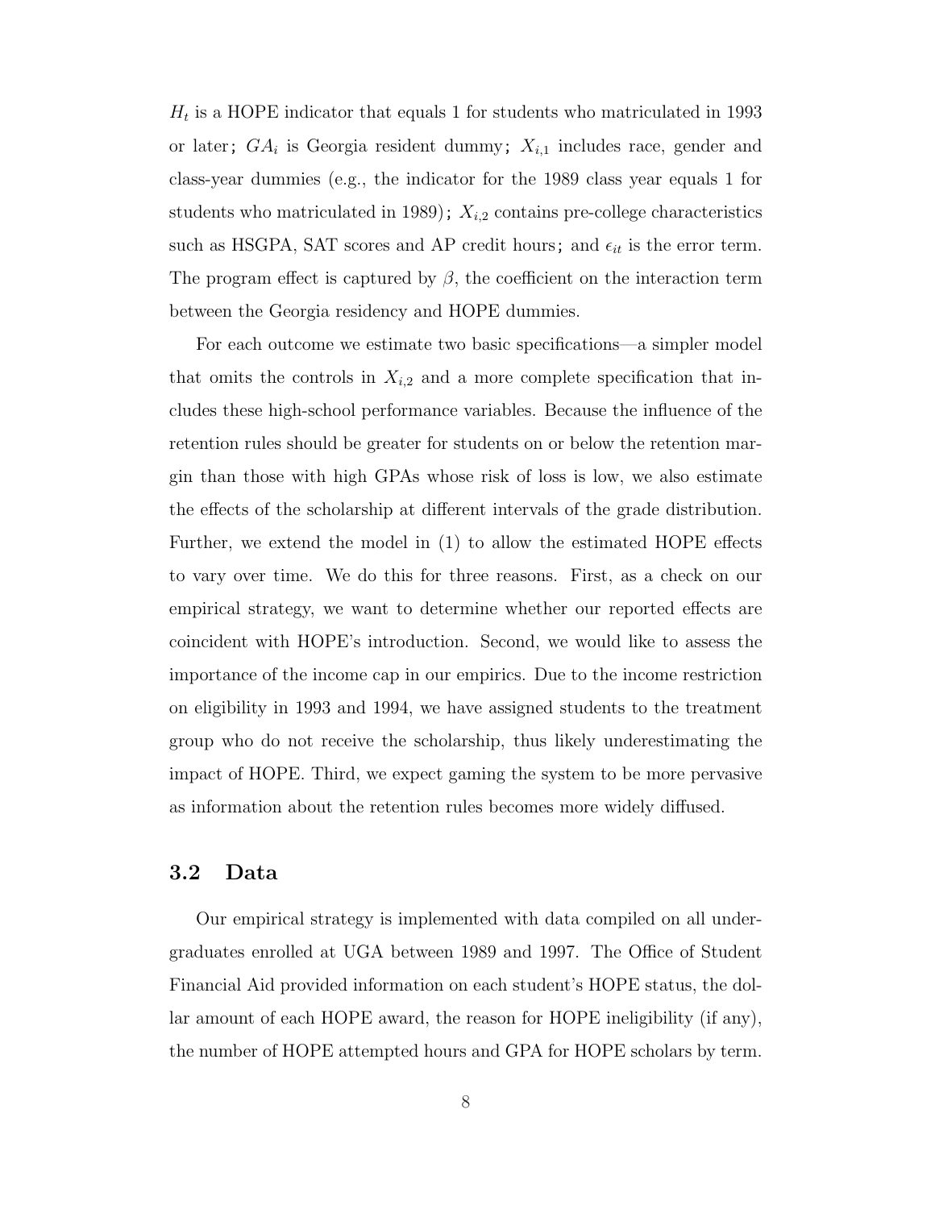$H_t$ is a HOPE indicator that equals 1 for students who matriculated in 1993 or later; $GA_i$ is Georgia resident dummy; $X_{i,1}$ includes race, gender and class-year dummies (e.g., the indicator for the 1989 class year equals 1 for students who matriculated in 1989); $X_{i,2}$ contains pre-college characteristics such as HSGPA, SAT scores and AP credit hours; and $\epsilon_{it}$ is the error term. The program effect is captured by $\beta$, the coefficient on the interaction term between the Georgia residency and HOPE dummies.

For each outcome we estimate two basic specifications—a simpler model that omits the controls in $X_{i,2}$ and a more complete specification that includes these high-school performance variables. Because the influence of the retention rules should be greater for students on or below the retention margin than those with high GPAs whose risk of loss is low, we also estimate the effects of the scholarship at different intervals of the grade distribution. Further, we extend the model in (1) to allow the estimated HOPE effects to vary over time. We do this for three reasons. First, as a check on our empirical strategy, we want to determine whether our reported effects are coincident with HOPE's introduction. Second, we would like to assess the importance of the income cap in our empirics. Due to the income restriction on eligibility in 1993 and 1994, we have assigned students to the treatment group who do not receive the scholarship, thus likely underestimating the impact of HOPE. Third, we expect gaming the system to be more pervasive as information about the retention rules becomes more widely diffused.

## 3.2 Data

Our empirical strategy is implemented with data compiled on all undergraduates enrolled at UGA between 1989 and 1997. The Office of Student Financial Aid provided information on each student's HOPE status, the dollar amount of each HOPE award, the reason for HOPE ineligibility (if any), the number of HOPE attempted hours and GPA for HOPE scholars by term.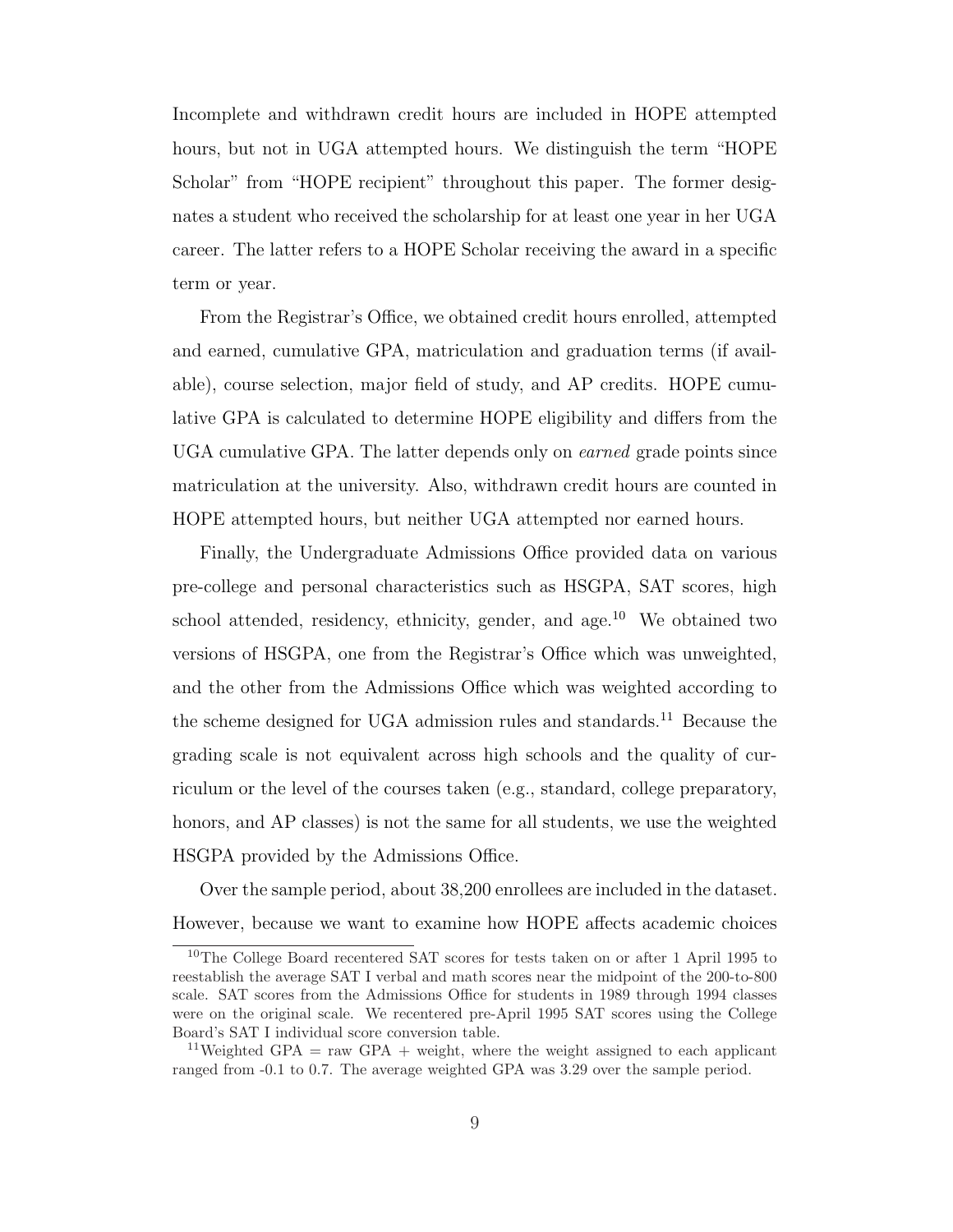Incomplete and withdrawn credit hours are included in HOPE attempted hours, but not in UGA attempted hours. We distinguish the term "HOPE Scholar" from "HOPE recipient" throughout this paper. The former designates a student who received the scholarship for at least one year in her UGA career. The latter refers to a HOPE Scholar receiving the award in a specific term or year.

From the Registrar's Office, we obtained credit hours enrolled, attempted and earned, cumulative GPA, matriculation and graduation terms (if available), course selection, major field of study, and AP credits. HOPE cumulative GPA is calculated to determine HOPE eligibility and differs from the UGA cumulative GPA. The latter depends only on *earned* grade points since matriculation at the university. Also, withdrawn credit hours are counted in HOPE attempted hours, but neither UGA attempted nor earned hours.

Finally, the Undergraduate Admissions Office provided data on various pre-college and personal characteristics such as HSGPA, SAT scores, high school attended, residency, ethnicity, gender, and age.[10] We obtained two versions of HSGPA, one from the Registrar's Office which was unweighted, and the other from the Admissions Office which was weighted according to the scheme designed for UGA admission rules and standards.[11] Because the grading scale is not equivalent across high schools and the quality of curriculum or the level of the courses taken (e.g., standard, college preparatory, honors, and AP classes) is not the same for all students, we use the weighted HSGPA provided by the Admissions Office.

Over the sample period, about 38,200 enrollees are included in the dataset. However, because we want to examine how HOPE affects academic choices

[10] The College Board recentered SAT scores for tests taken on or after 1 April 1995 to reestablish the average SAT I verbal and math scores near the midpoint of the 200-to-800 scale. SAT scores from the Admissions Office for students in 1989 through 1994 classes were on the original scale. We recentered pre-April 1995 SAT scores using the College Board's SAT I individual score conversion table.

[11] Weighted GPA = raw GPA + weight, where the weight assigned to each applicant ranged from -0.1 to 0.7. The average weighted GPA was 3.29 over the sample period.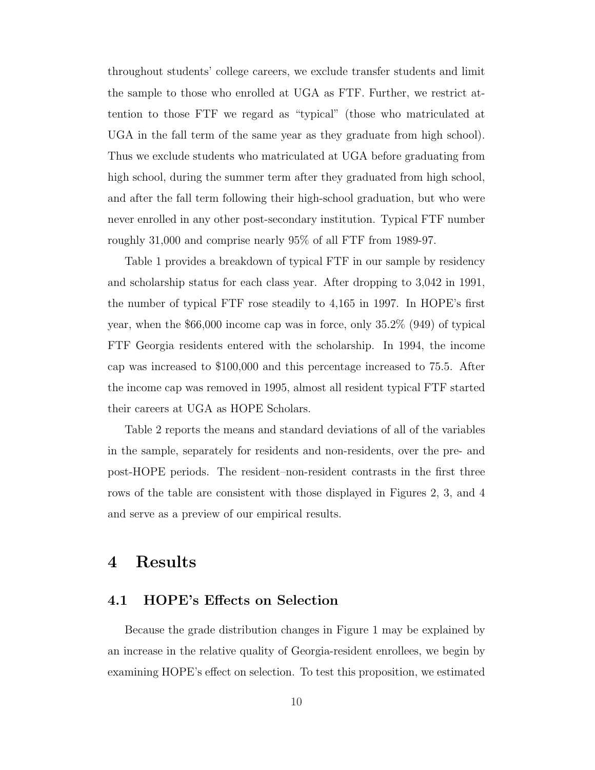throughout students' college careers, we exclude transfer students and limit the sample to those who enrolled at UGA as FTF. Further, we restrict attention to those FTF we regard as "typical" (those who matriculated at UGA in the fall term of the same year as they graduate from high school). Thus we exclude students who matriculated at UGA before graduating from high school, during the summer term after they graduated from high school, and after the fall term following their high-school graduation, but who were never enrolled in any other post-secondary institution. Typical FTF number roughly 31,000 and comprise nearly 95% of all FTF from 1989-97.

Table 1 provides a breakdown of typical FTF in our sample by residency and scholarship status for each class year. After dropping to 3,042 in 1991, the number of typical FTF rose steadily to 4,165 in 1997. In HOPE's first year, when the $66,000 income cap was in force, only 35.2% (949) of typical FTF Georgia residents entered with the scholarship. In 1994, the income cap was increased to $100,000 and this percentage increased to 75.5. After the income cap was removed in 1995, almost all resident typical FTF started their careers at UGA as HOPE Scholars.

Table 2 reports the means and standard deviations of all of the variables in the sample, separately for residents and non-residents, over the pre- and post-HOPE periods. The resident–non-resident contrasts in the first three rows of the table are consistent with those displayed in Figures 2, 3, and 4 and serve as a preview of our empirical results.

# 4 Results

## 4.1 HOPE's Effects on Selection

Because the grade distribution changes in Figure 1 may be explained by an increase in the relative quality of Georgia-resident enrollees, we begin by examining HOPE's effect on selection. To test this proposition, we estimated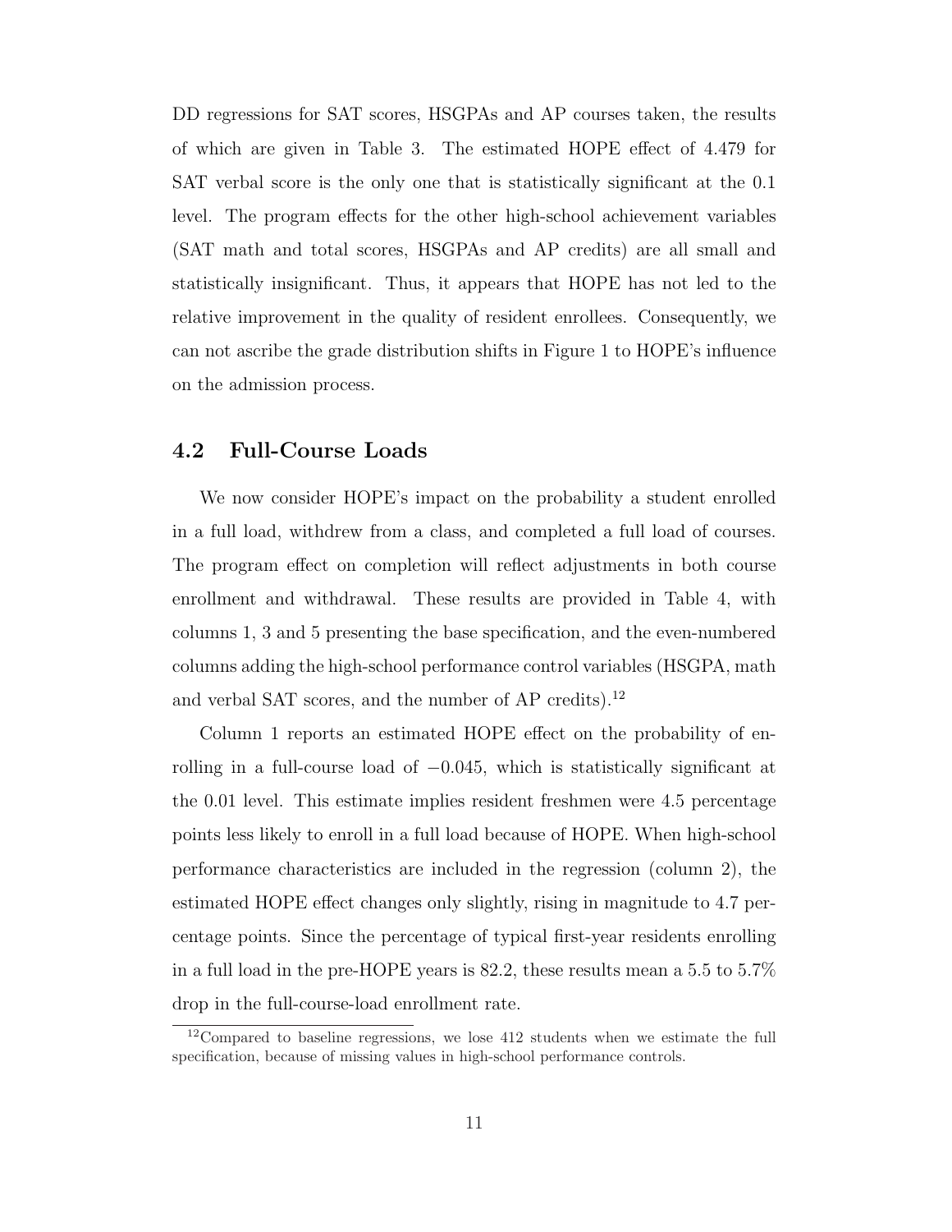DD regressions for SAT scores, HSGPAs and AP courses taken, the results of which are given in Table 3. The estimated HOPE effect of 4.479 for SAT verbal score is the only one that is statistically significant at the 0.1 level. The program effects for the other high-school achievement variables (SAT math and total scores, HSGPAs and AP credits) are all small and statistically insignificant. Thus, it appears that HOPE has not led to the relative improvement in the quality of resident enrollees. Consequently, we can not ascribe the grade distribution shifts in Figure 1 to HOPE's influence on the admission process.

## 4.2 Full-Course Loads

We now consider HOPE's impact on the probability a student enrolled in a full load, withdrew from a class, and completed a full load of courses. The program effect on completion will reflect adjustments in both course enrollment and withdrawal. These results are provided in Table 4, with columns 1, 3 and 5 presenting the base specification, and the even-numbered columns adding the high-school performance control variables (HSGPA, math and verbal SAT scores, and the number of AP credits).[12]

Column 1 reports an estimated HOPE effect on the probability of enrolling in a full-course load of $-0.045$, which is statistically significant at the 0.01 level. This estimate implies resident freshmen were 4.5 percentage points less likely to enroll in a full load because of HOPE. When high-school performance characteristics are included in the regression (column 2), the estimated HOPE effect changes only slightly, rising in magnitude to 4.7 percentage points. Since the percentage of typical first-year residents enrolling in a full load in the pre-HOPE years is 82.2, these results mean a 5.5 to 5.7% drop in the full-course-load enrollment rate.

[12] Compared to baseline regressions, we lose 412 students when we estimate the full specification, because of missing values in high-school performance controls.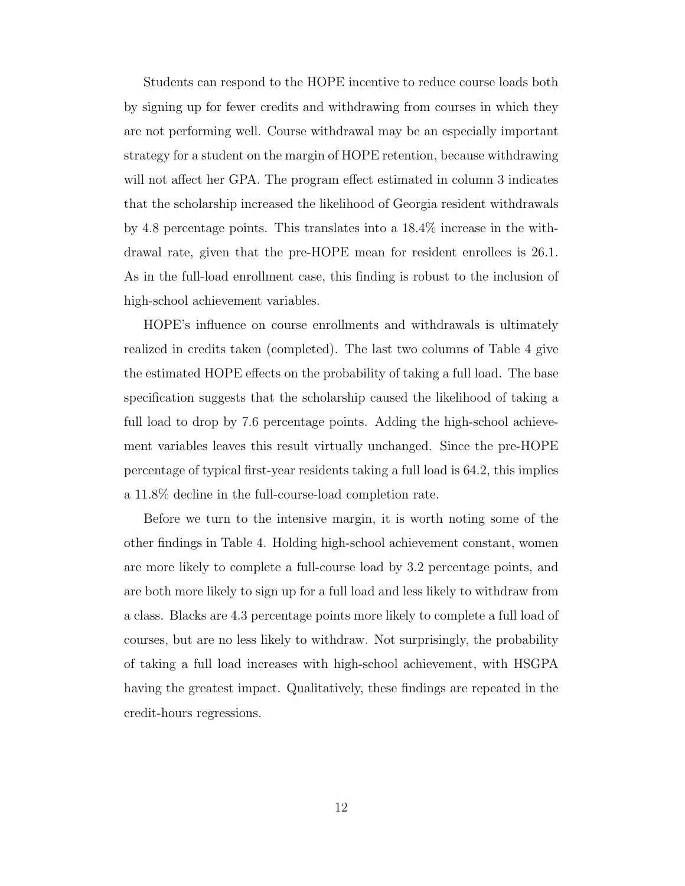Students can respond to the HOPE incentive to reduce course loads both by signing up for fewer credits and withdrawing from courses in which they are not performing well. Course withdrawal may be an especially important strategy for a student on the margin of HOPE retention, because withdrawing will not affect her GPA. The program effect estimated in column 3 indicates that the scholarship increased the likelihood of Georgia resident withdrawals by 4.8 percentage points. This translates into a 18.4% increase in the withdrawal rate, given that the pre-HOPE mean for resident enrollees is 26.1. As in the full-load enrollment case, this finding is robust to the inclusion of high-school achievement variables.

HOPE's influence on course enrollments and withdrawals is ultimately realized in credits taken (completed). The last two columns of Table 4 give the estimated HOPE effects on the probability of taking a full load. The base specification suggests that the scholarship caused the likelihood of taking a full load to drop by 7.6 percentage points. Adding the high-school achievement variables leaves this result virtually unchanged. Since the pre-HOPE percentage of typical first-year residents taking a full load is 64.2, this implies a 11.8% decline in the full-course-load completion rate.

Before we turn to the intensive margin, it is worth noting some of the other findings in Table 4. Holding high-school achievement constant, women are more likely to complete a full-course load by 3.2 percentage points, and are both more likely to sign up for a full load and less likely to withdraw from a class. Blacks are 4.3 percentage points more likely to complete a full load of courses, but are no less likely to withdraw. Not surprisingly, the probability of taking a full load increases with high-school achievement, with HSGPA having the greatest impact. Qualitatively, these findings are repeated in the credit-hours regressions.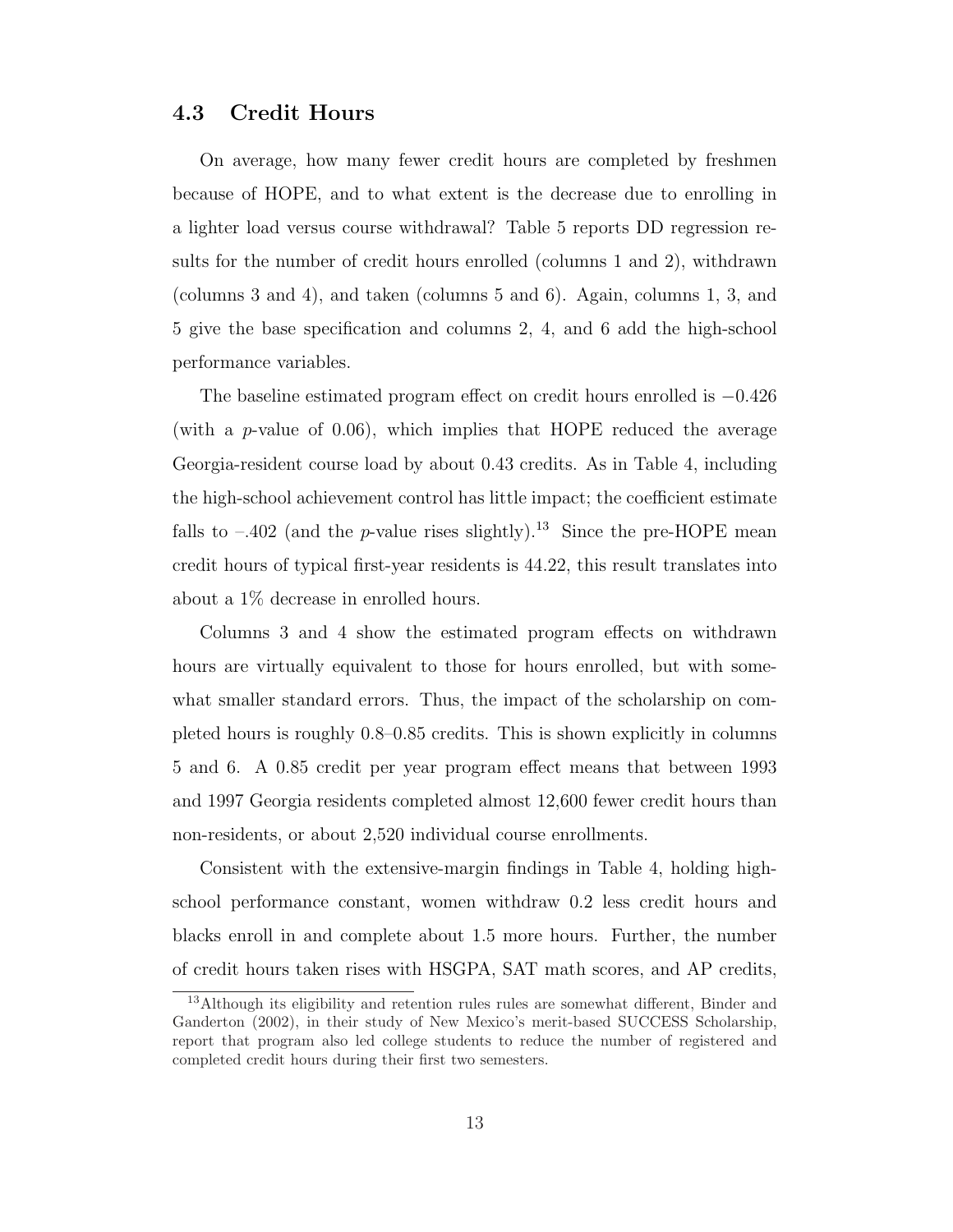### 4.3 Credit Hours

On average, how many fewer credit hours are completed by freshmen because of HOPE, and to what extent is the decrease due to enrolling in a lighter load versus course withdrawal? Table 5 reports DD regression results for the number of credit hours enrolled (columns 1 and 2), withdrawn (columns 3 and 4), and taken (columns 5 and 6). Again, columns 1, 3, and 5 give the base specification and columns 2, 4, and 6 add the high-school performance variables.

The baseline estimated program effect on credit hours enrolled is $-0.426$ (with a $p$-value of 0.06), which implies that HOPE reduced the average Georgia-resident course load by about 0.43 credits. As in Table 4, including the high-school achievement control has little impact; the coefficient estimate falls to $-.402$ (and the $p$-value rises slightly).[13] Since the pre-HOPE mean credit hours of typical first-year residents is 44.22, this result translates into about a 1% decrease in enrolled hours.

Columns 3 and 4 show the estimated program effects on withdrawn hours are virtually equivalent to those for hours enrolled, but with somewhat smaller standard errors. Thus, the impact of the scholarship on completed hours is roughly 0.8–0.85 credits. This is shown explicitly in columns 5 and 6. A 0.85 credit per year program effect means that between 1993 and 1997 Georgia residents completed almost 12,600 fewer credit hours than non-residents, or about 2,520 individual course enrollments.

Consistent with the extensive-margin findings in Table 4, holding high-school performance constant, women withdraw 0.2 less credit hours and blacks enroll in and complete about 1.5 more hours. Further, the number of credit hours taken rises with HSGPA, SAT math scores, and AP credits,

[13] Although its eligibility and retention rules rules are somewhat different, Binder and Ganderton (2002), in their study of New Mexico's merit-based SUCCESS Scholarship, report that program also led college students to reduce the number of registered and completed credit hours during their first two semesters.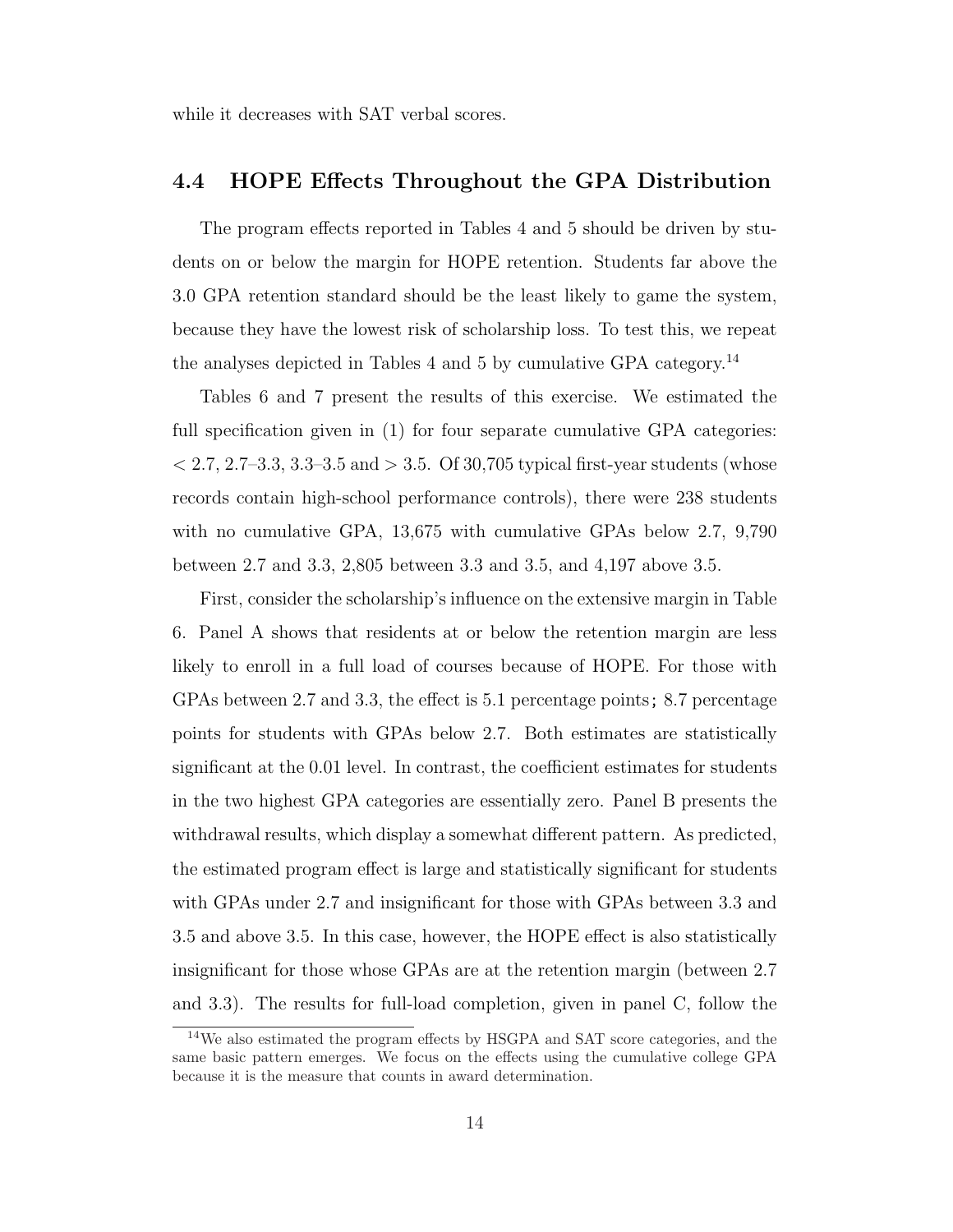while it decreases with SAT verbal scores.

## 4.4 HOPE Effects Throughout the GPA Distribution

The program effects reported in Tables 4 and 5 should be driven by students on or below the margin for HOPE retention. Students far above the 3.0 GPA retention standard should be the least likely to game the system, because they have the lowest risk of scholarship loss. To test this, we repeat the analyses depicted in Tables 4 and 5 by cumulative GPA category.[14]

Tables 6 and 7 present the results of this exercise. We estimated the full specification given in (1) for four separate cumulative GPA categories: $< 2.7$, 2.7–3.3, 3.3–3.5 and $> 3.5$. Of 30,705 typical first-year students (whose records contain high-school performance controls), there were 238 students with no cumulative GPA, 13,675 with cumulative GPAs below 2.7, 9,790 between 2.7 and 3.3, 2,805 between 3.3 and 3.5, and 4,197 above 3.5.

First, consider the scholarship's influence on the extensive margin in Table 6. Panel A shows that residents at or below the retention margin are less likely to enroll in a full load of courses because of HOPE. For those with GPAs between 2.7 and 3.3, the effect is 5.1 percentage points; 8.7 percentage points for students with GPAs below 2.7. Both estimates are statistically significant at the 0.01 level. In contrast, the coefficient estimates for students in the two highest GPA categories are essentially zero. Panel B presents the withdrawal results, which display a somewhat different pattern. As predicted, the estimated program effect is large and statistically significant for students with GPAs under 2.7 and insignificant for those with GPAs between 3.3 and 3.5 and above 3.5. In this case, however, the HOPE effect is also statistically insignificant for those whose GPAs are at the retention margin (between 2.7 and 3.3). The results for full-load completion, given in panel C, follow the

[14] We also estimated the program effects by HSGPA and SAT score categories, and the same basic pattern emerges. We focus on the effects using the cumulative college GPA because it is the measure that counts in award determination.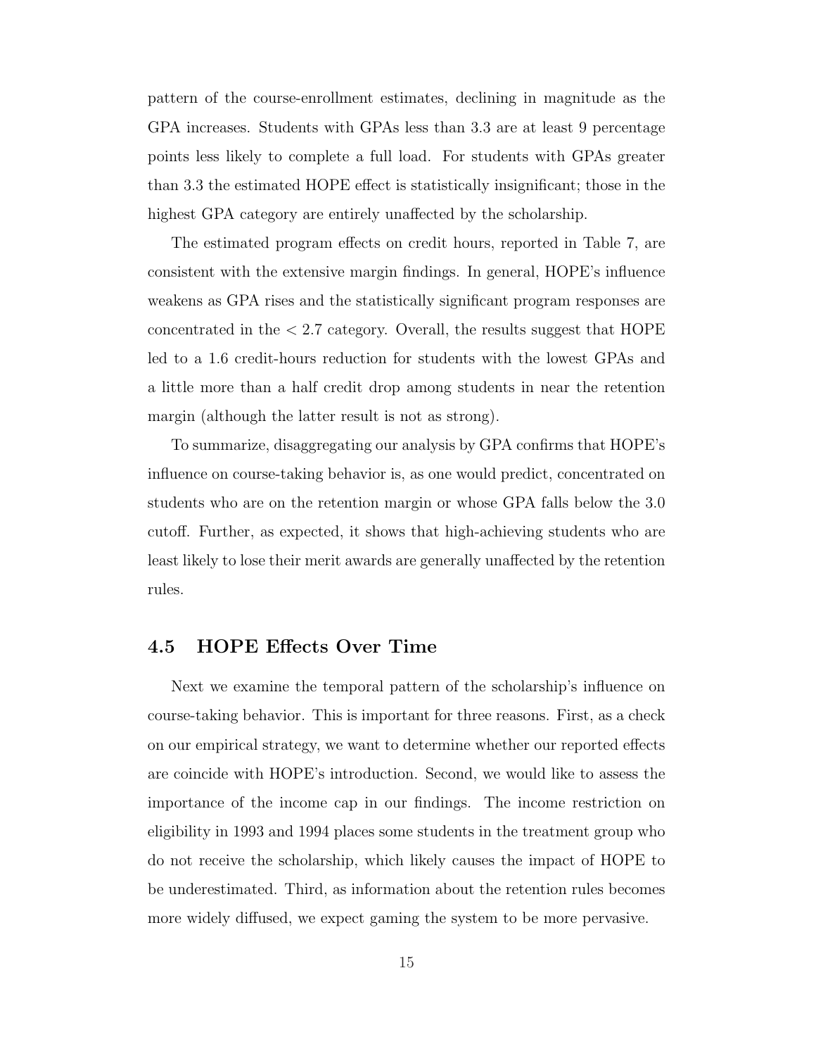pattern of the course-enrollment estimates, declining in magnitude as the GPA increases. Students with GPAs less than 3.3 are at least 9 percentage points less likely to complete a full load. For students with GPAs greater than 3.3 the estimated HOPE effect is statistically insignificant; those in the highest GPA category are entirely unaffected by the scholarship.

The estimated program effects on credit hours, reported in Table 7, are consistent with the extensive margin findings. In general, HOPE's influence weakens as GPA rises and the statistically significant program responses are concentrated in the $< 2.7$ category. Overall, the results suggest that HOPE led to a 1.6 credit-hours reduction for students with the lowest GPAs and a little more than a half credit drop among students in near the retention margin (although the latter result is not as strong).

To summarize, disaggregating our analysis by GPA confirms that HOPE's influence on course-taking behavior is, as one would predict, concentrated on students who are on the retention margin or whose GPA falls below the 3.0 cutoff. Further, as expected, it shows that high-achieving students who are least likely to lose their merit awards are generally unaffected by the retention rules.

## 4.5 HOPE Effects Over Time

Next we examine the temporal pattern of the scholarship's influence on course-taking behavior. This is important for three reasons. First, as a check on our empirical strategy, we want to determine whether our reported effects are coincide with HOPE's introduction. Second, we would like to assess the importance of the income cap in our findings. The income restriction on eligibility in 1993 and 1994 places some students in the treatment group who do not receive the scholarship, which likely causes the impact of HOPE to be underestimated. Third, as information about the retention rules becomes more widely diffused, we expect gaming the system to be more pervasive.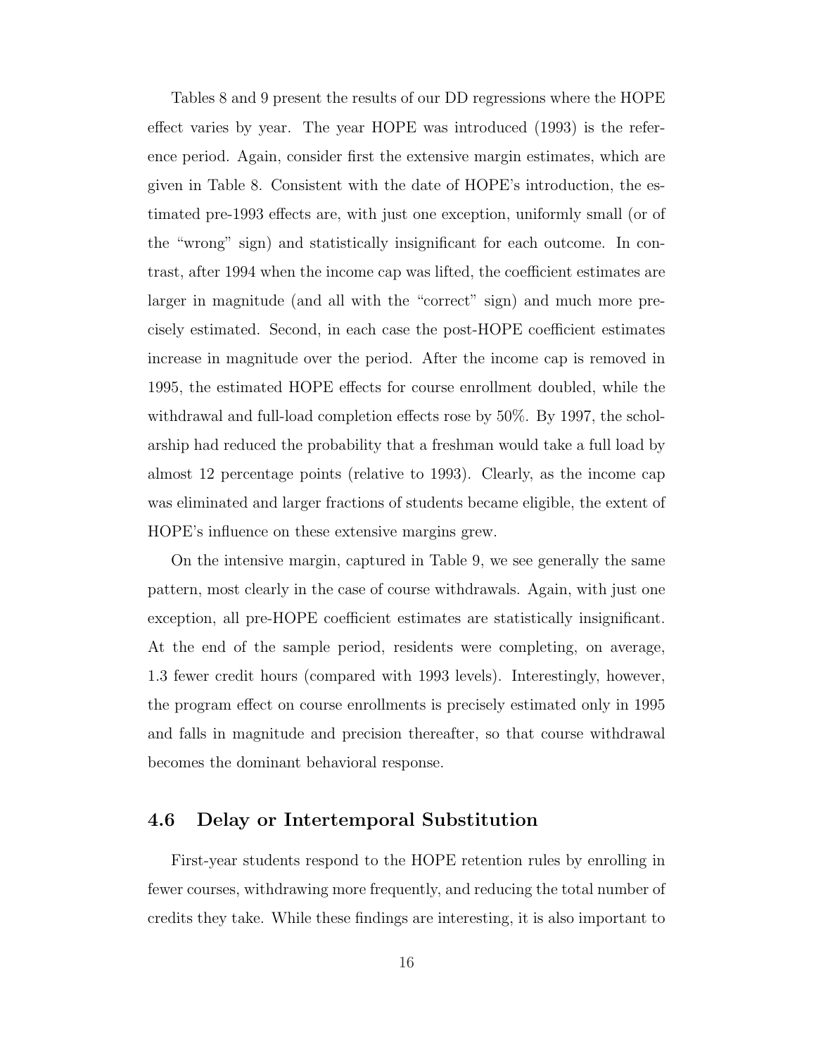Tables 8 and 9 present the results of our DD regressions where the HOPE effect varies by year. The year HOPE was introduced (1993) is the reference period. Again, consider first the extensive margin estimates, which are given in Table 8. Consistent with the date of HOPE's introduction, the estimated pre-1993 effects are, with just one exception, uniformly small (or of the "wrong" sign) and statistically insignificant for each outcome. In contrast, after 1994 when the income cap was lifted, the coefficient estimates are larger in magnitude (and all with the "correct" sign) and much more precisely estimated. Second, in each case the post-HOPE coefficient estimates increase in magnitude over the period. After the income cap is removed in 1995, the estimated HOPE effects for course enrollment doubled, while the withdrawal and full-load completion effects rose by 50%. By 1997, the scholarship had reduced the probability that a freshman would take a full load by almost 12 percentage points (relative to 1993). Clearly, as the income cap was eliminated and larger fractions of students became eligible, the extent of HOPE's influence on these extensive margins grew.

On the intensive margin, captured in Table 9, we see generally the same pattern, most clearly in the case of course withdrawals. Again, with just one exception, all pre-HOPE coefficient estimates are statistically insignificant. At the end of the sample period, residents were completing, on average, 1.3 fewer credit hours (compared with 1993 levels). Interestingly, however, the program effect on course enrollments is precisely estimated only in 1995 and falls in magnitude and precision thereafter, so that course withdrawal becomes the dominant behavioral response.

### 4.6 Delay or Intertemporal Substitution

First-year students respond to the HOPE retention rules by enrolling in fewer courses, withdrawing more frequently, and reducing the total number of credits they take. While these findings are interesting, it is also important to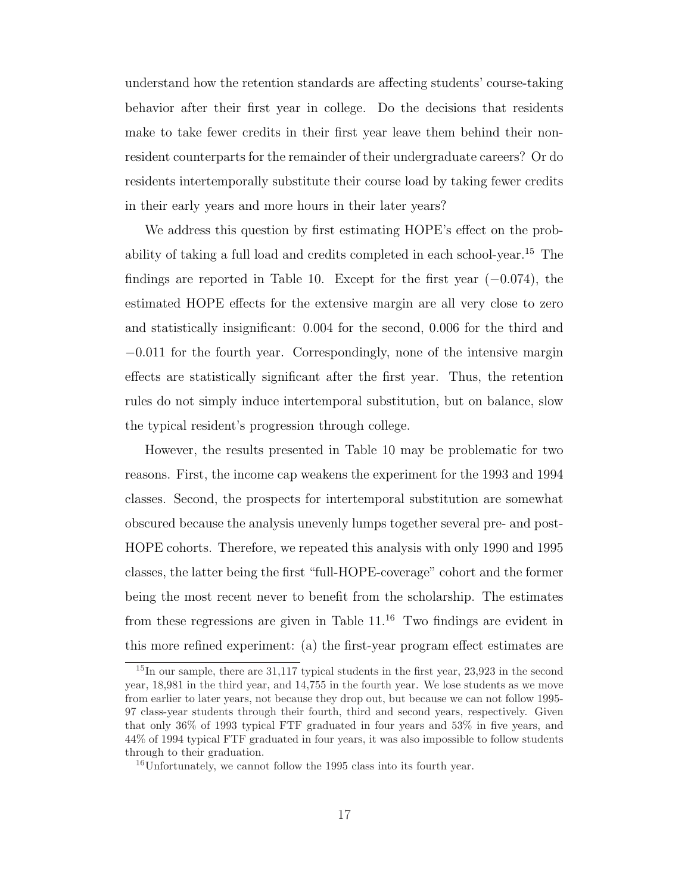understand how the retention standards are affecting students' course-taking behavior after their first year in college. Do the decisions that residents make to take fewer credits in their first year leave them behind their non-resident counterparts for the remainder of their undergraduate careers? Or do residents intertemporally substitute their course load by taking fewer credits in their early years and more hours in their later years?

We address this question by first estimating HOPE's effect on the probability of taking a full load and credits completed in each school-year.[15] The findings are reported in Table 10. Except for the first year ($-0.074$), the estimated HOPE effects for the extensive margin are all very close to zero and statistically insignificant: 0.004 for the second, 0.006 for the third and $-0.011$ for the fourth year. Correspondingly, none of the intensive margin effects are statistically significant after the first year. Thus, the retention rules do not simply induce intertemporal substitution, but on balance, slow the typical resident's progression through college.

However, the results presented in Table 10 may be problematic for two reasons. First, the income cap weakens the experiment for the 1993 and 1994 classes. Second, the prospects for intertemporal substitution are somewhat obscured because the analysis unevenly lumps together several pre- and post-HOPE cohorts. Therefore, we repeated this analysis with only 1990 and 1995 classes, the latter being the first "full-HOPE-coverage" cohort and the former being the most recent never to benefit from the scholarship. The estimates from these regressions are given in Table 11.[16] Two findings are evident in this more refined experiment: (a) the first-year program effect estimates are

[15] In our sample, there are 31,117 typical students in the first year, 23,923 in the second year, 18,981 in the third year, and 14,755 in the fourth year. We lose students as we move from earlier to later years, not because they drop out, but because we can not follow 1995-97 class-year students through their fourth, third and second years, respectively. Given that only 36% of 1993 typical FTF graduated in four years and 53% in five years, and 44% of 1994 typical FTF graduated in four years, it was also impossible to follow students through to their graduation.

[16] Unfortunately, we cannot follow the 1995 class into its fourth year.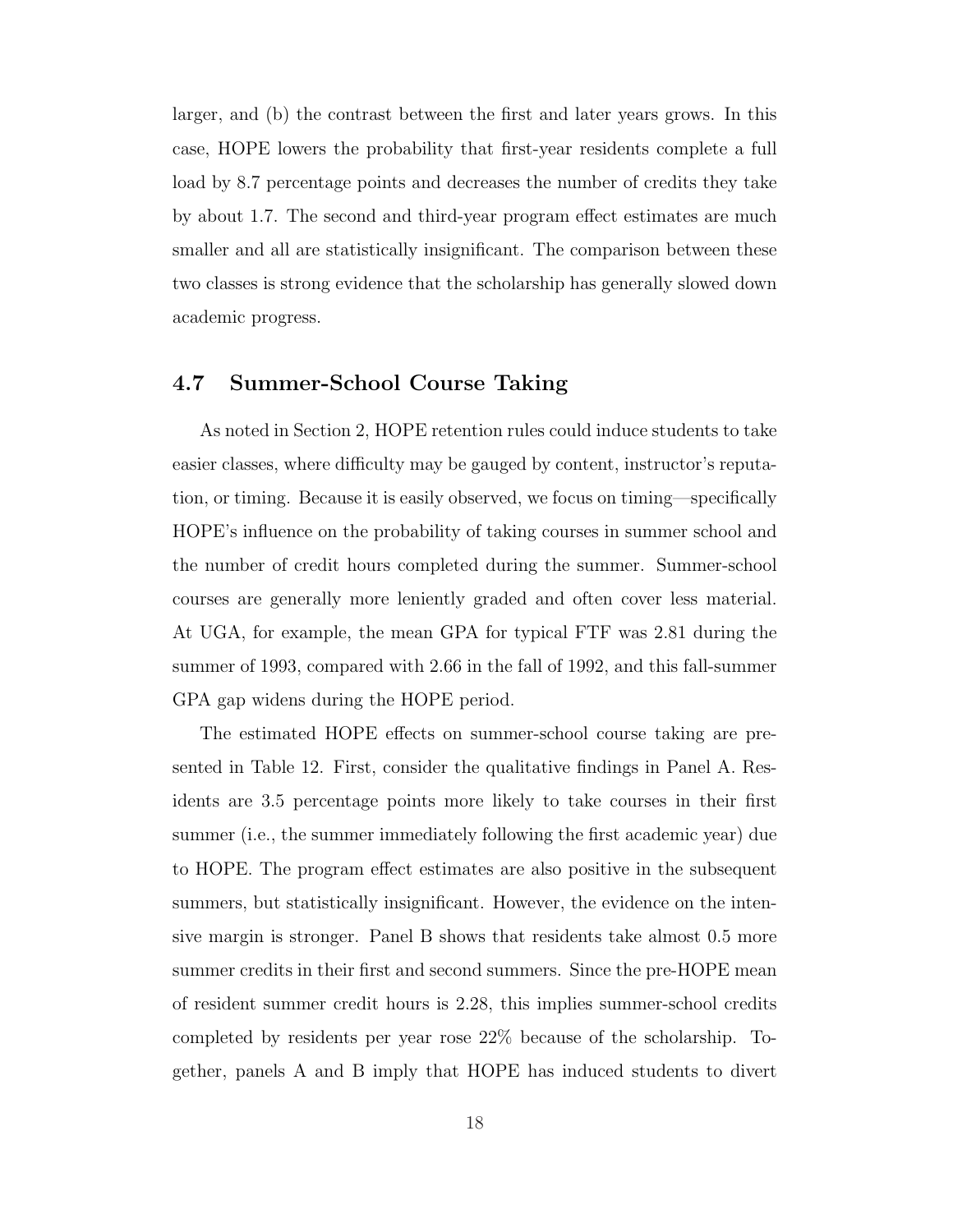larger, and (b) the contrast between the first and later years grows. In this case, HOPE lowers the probability that first-year residents complete a full load by 8.7 percentage points and decreases the number of credits they take by about 1.7. The second and third-year program effect estimates are much smaller and all are statistically insignificant. The comparison between these two classes is strong evidence that the scholarship has generally slowed down academic progress.

### 4.7 Summer-School Course Taking

As noted in Section 2, HOPE retention rules could induce students to take easier classes, where difficulty may be gauged by content, instructor's reputation, or timing. Because it is easily observed, we focus on timing—specifically HOPE's influence on the probability of taking courses in summer school and the number of credit hours completed during the summer. Summer-school courses are generally more leniently graded and often cover less material. At UGA, for example, the mean GPA for typical FTF was 2.81 during the summer of 1993, compared with 2.66 in the fall of 1992, and this fall-summer GPA gap widens during the HOPE period.

The estimated HOPE effects on summer-school course taking are presented in Table 12. First, consider the qualitative findings in Panel A. Residents are 3.5 percentage points more likely to take courses in their first summer (i.e., the summer immediately following the first academic year) due to HOPE. The program effect estimates are also positive in the subsequent summers, but statistically insignificant. However, the evidence on the intensive margin is stronger. Panel B shows that residents take almost 0.5 more summer credits in their first and second summers. Since the pre-HOPE mean of resident summer credit hours is 2.28, this implies summer-school credits completed by residents per year rose 22% because of the scholarship. Together, panels A and B imply that HOPE has induced students to divert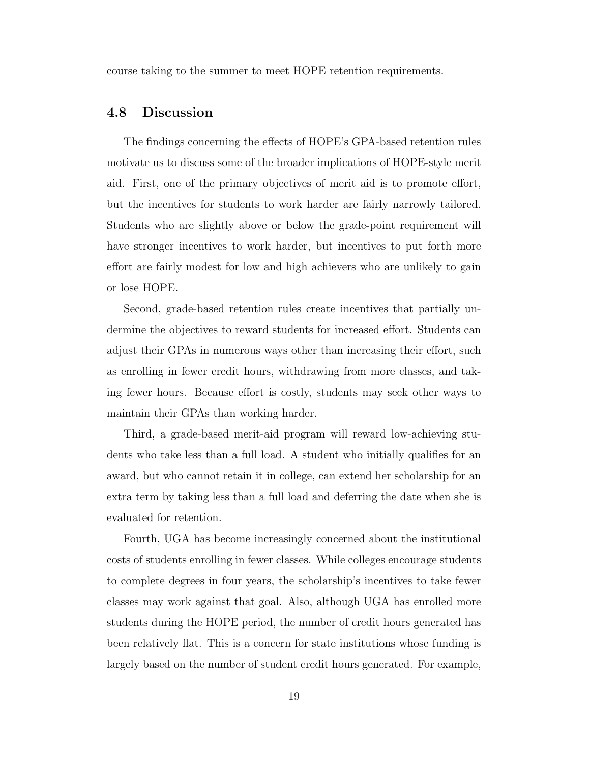course taking to the summer to meet HOPE retention requirements.

## 4.8 Discussion

The findings concerning the effects of HOPE's GPA-based retention rules motivate us to discuss some of the broader implications of HOPE-style merit aid. First, one of the primary objectives of merit aid is to promote effort, but the incentives for students to work harder are fairly narrowly tailored. Students who are slightly above or below the grade-point requirement will have stronger incentives to work harder, but incentives to put forth more effort are fairly modest for low and high achievers who are unlikely to gain or lose HOPE.

Second, grade-based retention rules create incentives that partially undermine the objectives to reward students for increased effort. Students can adjust their GPAs in numerous ways other than increasing their effort, such as enrolling in fewer credit hours, withdrawing from more classes, and taking fewer hours. Because effort is costly, students may seek other ways to maintain their GPAs than working harder.

Third, a grade-based merit-aid program will reward low-achieving students who take less than a full load. A student who initially qualifies for an award, but who cannot retain it in college, can extend her scholarship for an extra term by taking less than a full load and deferring the date when she is evaluated for retention.

Fourth, UGA has become increasingly concerned about the institutional costs of students enrolling in fewer classes. While colleges encourage students to complete degrees in four years, the scholarship's incentives to take fewer classes may work against that goal. Also, although UGA has enrolled more students during the HOPE period, the number of credit hours generated has been relatively flat. This is a concern for state institutions whose funding is largely based on the number of student credit hours generated. For example,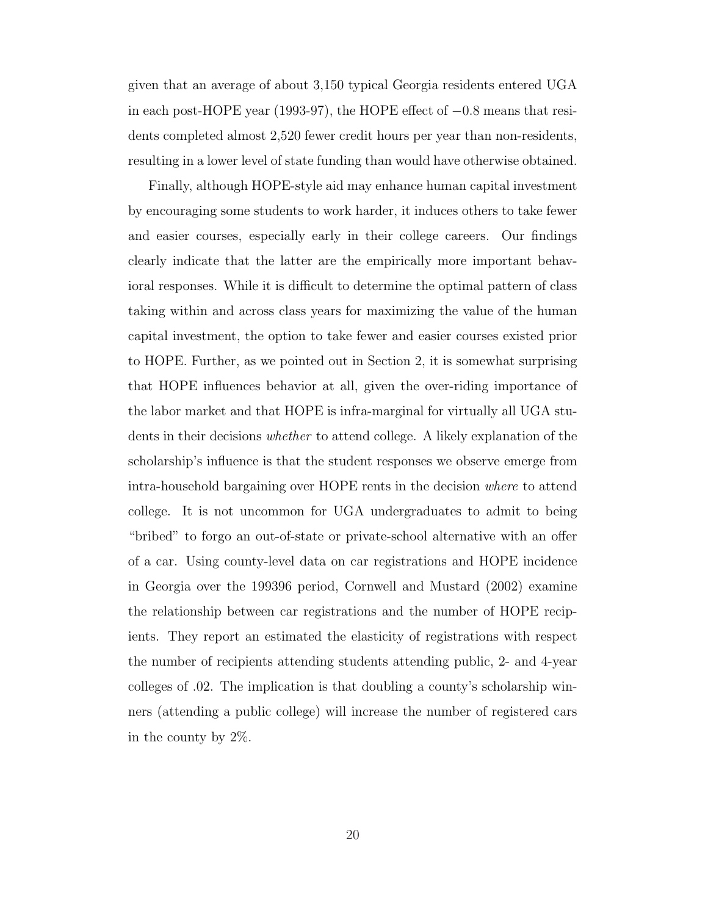given that an average of about 3,150 typical Georgia residents entered UGA in each post-HOPE year (1993-97), the HOPE effect of $-0.8$ means that residents completed almost 2,520 fewer credit hours per year than non-residents, resulting in a lower level of state funding than would have otherwise obtained.

Finally, although HOPE-style aid may enhance human capital investment by encouraging some students to work harder, it induces others to take fewer and easier courses, especially early in their college careers. Our findings clearly indicate that the latter are the empirically more important behavioral responses. While it is difficult to determine the optimal pattern of class taking within and across class years for maximizing the value of the human capital investment, the option to take fewer and easier courses existed prior to HOPE. Further, as we pointed out in Section 2, it is somewhat surprising that HOPE influences behavior at all, given the over-riding importance of the labor market and that HOPE is infra-marginal for virtually all UGA students in their decisions *whether* to attend college. A likely explanation of the scholarship's influence is that the student responses we observe emerge from intra-household bargaining over HOPE rents in the decision *where* to attend college. It is not uncommon for UGA undergraduates to admit to being "bribed" to forgo an out-of-state or private-school alternative with an offer of a car. Using county-level data on car registrations and HOPE incidence in Georgia over the 199396 period, Cornwell and Mustard (2002) examine the relationship between car registrations and the number of HOPE recipients. They report an estimated the elasticity of registrations with respect the number of recipients attending students attending public, 2- and 4-year colleges of .02. The implication is that doubling a county's scholarship winners (attending a public college) will increase the number of registered cars in the county by 2%.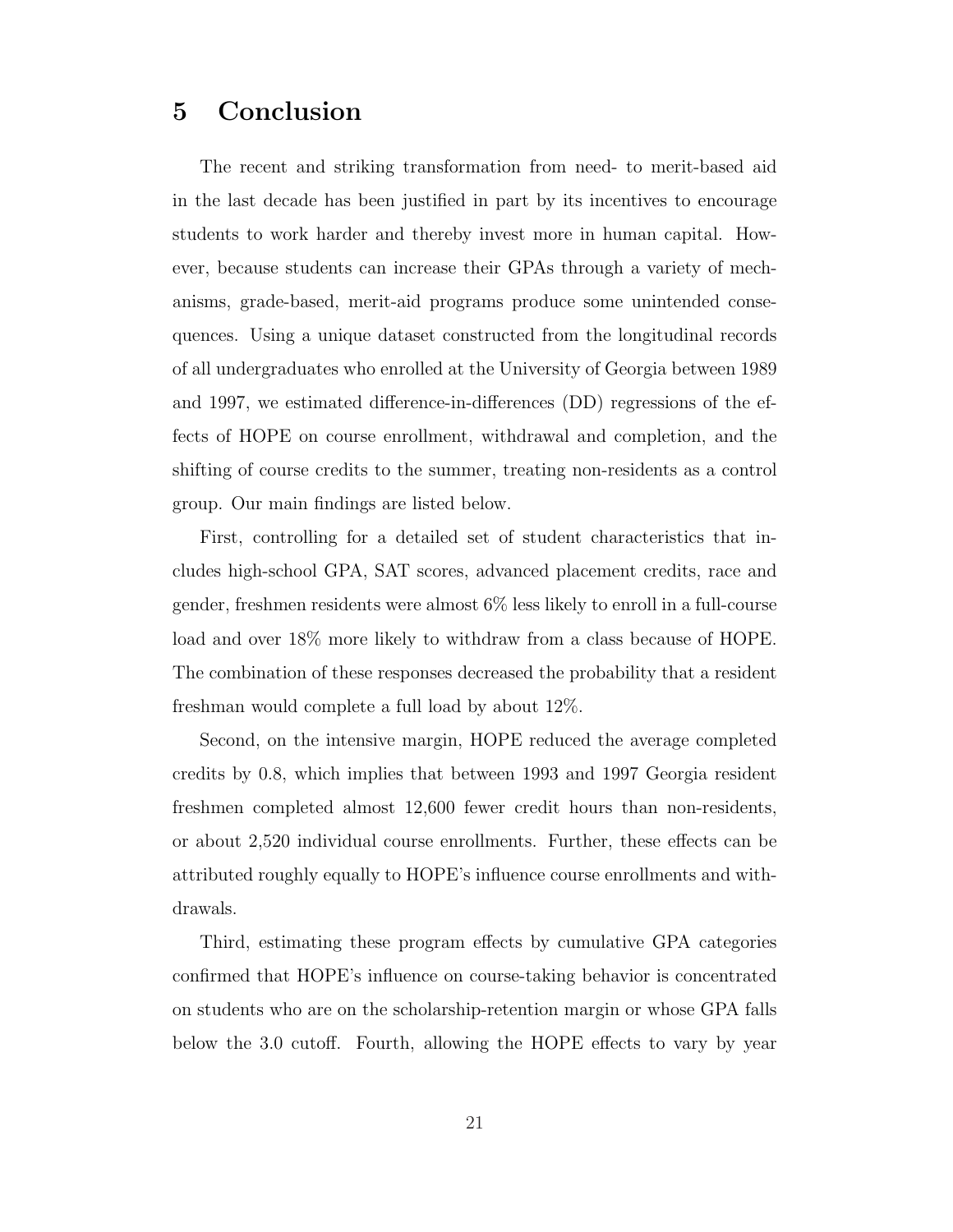# 5 Conclusion

The recent and striking transformation from need- to merit-based aid in the last decade has been justified in part by its incentives to encourage students to work harder and thereby invest more in human capital. However, because students can increase their GPAs through a variety of mechanisms, grade-based, merit-aid programs produce some unintended consequences. Using a unique dataset constructed from the longitudinal records of all undergraduates who enrolled at the University of Georgia between 1989 and 1997, we estimated difference-in-differences (DD) regressions of the effects of HOPE on course enrollment, withdrawal and completion, and the shifting of course credits to the summer, treating non-residents as a control group. Our main findings are listed below.

First, controlling for a detailed set of student characteristics that includes high-school GPA, SAT scores, advanced placement credits, race and gender, freshmen residents were almost 6% less likely to enroll in a full-course load and over 18% more likely to withdraw from a class because of HOPE. The combination of these responses decreased the probability that a resident freshman would complete a full load by about 12%.

Second, on the intensive margin, HOPE reduced the average completed credits by 0.8, which implies that between 1993 and 1997 Georgia resident freshmen completed almost 12,600 fewer credit hours than non-residents, or about 2,520 individual course enrollments. Further, these effects can be attributed roughly equally to HOPE's influence course enrollments and withdrawals.

Third, estimating these program effects by cumulative GPA categories confirmed that HOPE's influence on course-taking behavior is concentrated on students who are on the scholarship-retention margin or whose GPA falls below the 3.0 cutoff. Fourth, allowing the HOPE effects to vary by year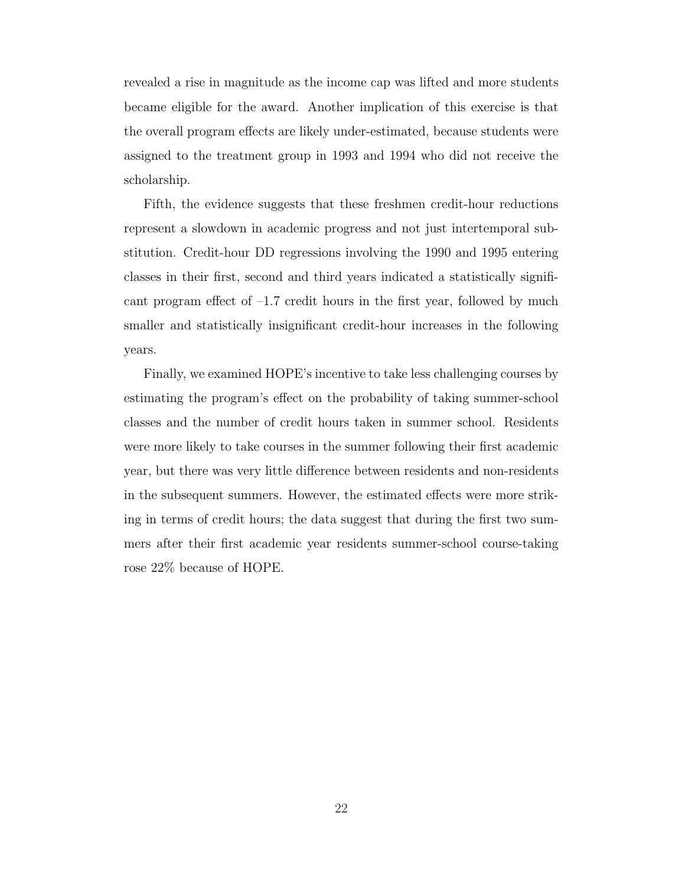revealed a rise in magnitude as the income cap was lifted and more students became eligible for the award. Another implication of this exercise is that the overall program effects are likely under-estimated, because students were assigned to the treatment group in 1993 and 1994 who did not receive the scholarship.

Fifth, the evidence suggests that these freshmen credit-hour reductions represent a slowdown in academic progress and not just intertemporal substitution. Credit-hour DD regressions involving the 1990 and 1995 entering classes in their first, second and third years indicated a statistically significant program effect of –1.7 credit hours in the first year, followed by much smaller and statistically insignificant credit-hour increases in the following years.

Finally, we examined HOPE's incentive to take less challenging courses by estimating the program's effect on the probability of taking summer-school classes and the number of credit hours taken in summer school. Residents were more likely to take courses in the summer following their first academic year, but there was very little difference between residents and non-residents in the subsequent summers. However, the estimated effects were more striking in terms of credit hours; the data suggest that during the first two summers after their first academic year residents summer-school course-taking rose 22% because of HOPE.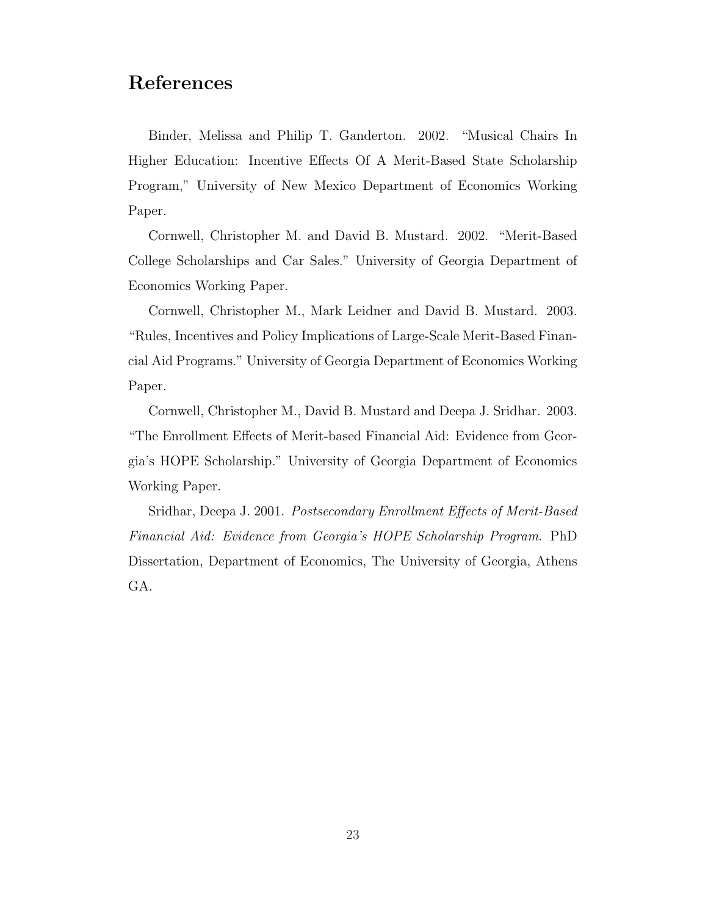## References

Binder, Melissa and Philip T. Ganderton. 2002. "Musical Chairs In Higher Education: Incentive Effects Of A Merit-Based State Scholarship Program," University of New Mexico Department of Economics Working Paper.

Cornwell, Christopher M. and David B. Mustard. 2002. "Merit-Based College Scholarships and Car Sales." University of Georgia Department of Economics Working Paper.

Cornwell, Christopher M., Mark Leidner and David B. Mustard. 2003. "Rules, Incentives and Policy Implications of Large-Scale Merit-Based Financial Aid Programs." University of Georgia Department of Economics Working Paper.

Cornwell, Christopher M., David B. Mustard and Deepa J. Sridhar. 2003. "The Enrollment Effects of Merit-based Financial Aid: Evidence from Georgia's HOPE Scholarship." University of Georgia Department of Economics Working Paper.

Sridhar, Deepa J. 2001. *Postsecondary Enrollment Effects of Merit-Based Financial Aid: Evidence from Georgia's HOPE Scholarship Program*. PhD Dissertation, Department of Economics, The University of Georgia, Athens GA.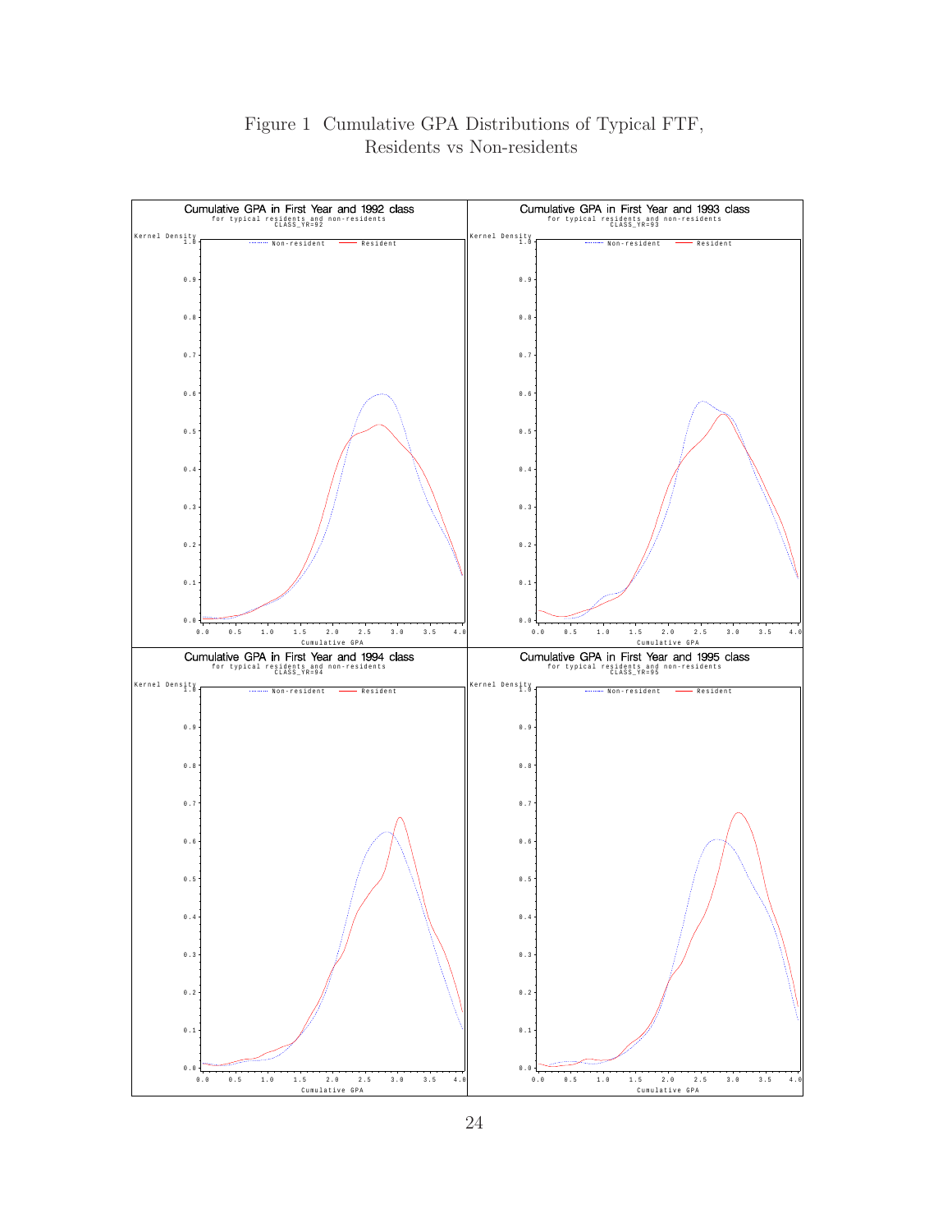Figure 1 Cumulative GPA Distributions of Typical FTF, Residents vs Non-residents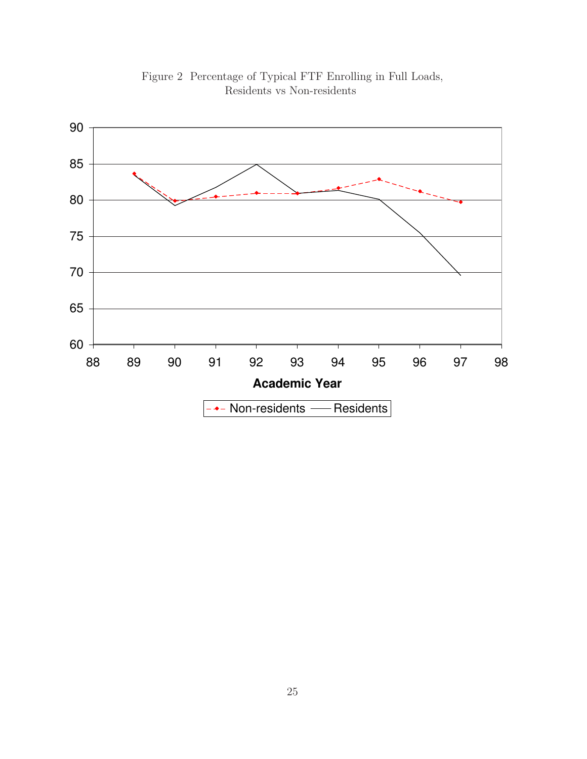Figure 2 Percentage of Typical FTF Enrolling in Full Loads, Residents vs Non-residents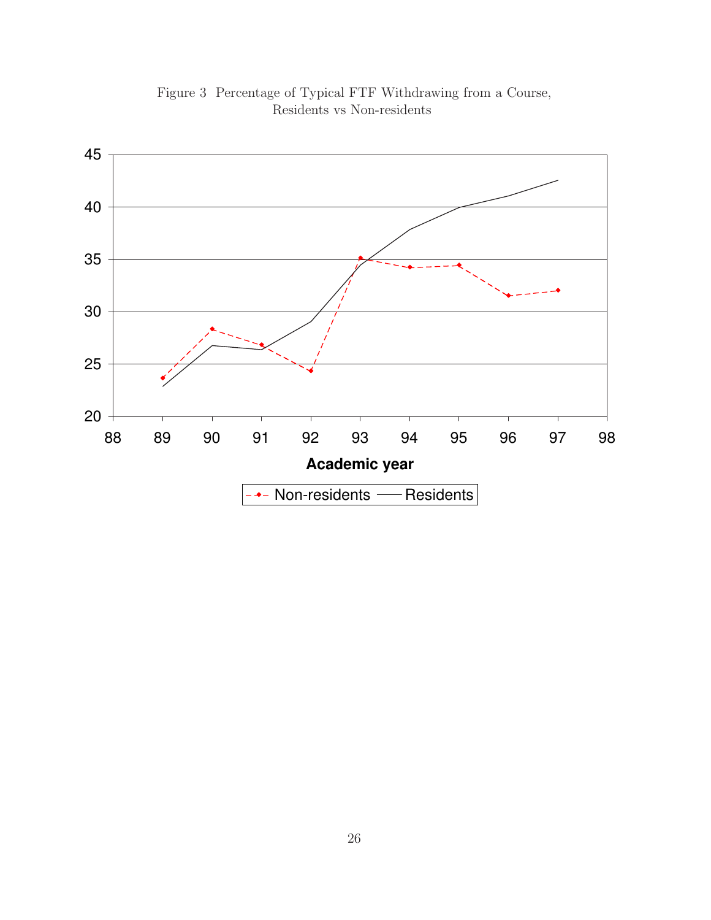Figure 3 Percentage of Typical FTF Withdrawing from a Course, Residents vs Non-residents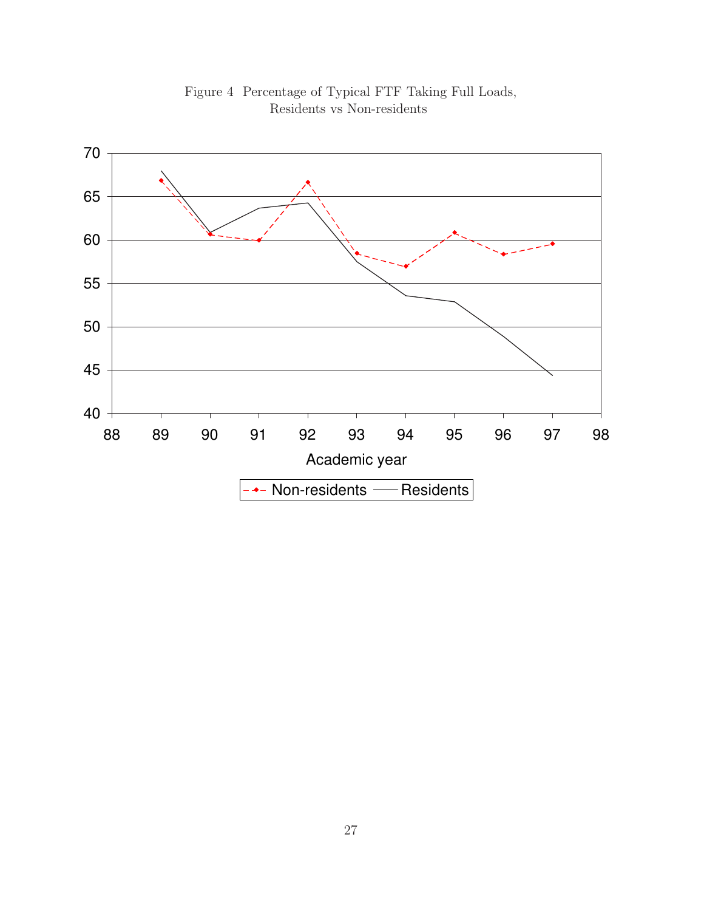Figure 4 Percentage of Typical FTF Taking Full Loads, Residents vs Non-residents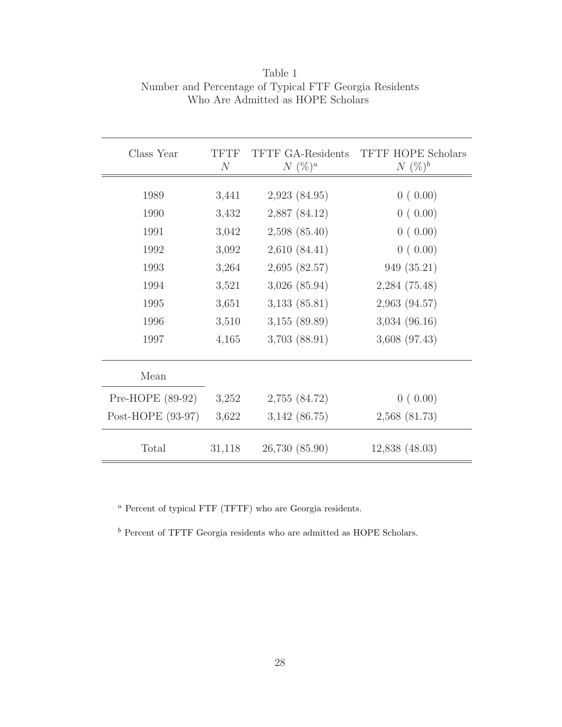Table 1
Number and Percentage of Typical FTF Georgia Residents Who Are Admitted as HOPE Scholars

| Class Year | TFTF $N$ | TFTF GA-Residents $N$ (%)[a] | TFTF HOPE Scholars $N$ (%)[b] |
|---|---|---|---|
| 1989 | 3,441 | 2,923 (84.95) | 0 ( 0.00) |
| 1990 | 3,432 | 2,887 (84.12) | 0 ( 0.00) |
| 1991 | 3,042 | 2,598 (85.40) | 0 ( 0.00) |
| 1992 | 3,092 | 2,610 (84.41) | 0 ( 0.00) |
| 1993 | 3,264 | 2,695 (82.57) | 949 (35.21) |
| 1994 | 3,521 | 3,026 (85.94) | 2,284 (75.48) |
| 1995 | 3,651 | 3,133 (85.81) | 2,963 (94.57) |
| 1996 | 3,510 | 3,155 (89.89) | 3,034 (96.16) |
| 1997 | 4,165 | 3,703 (88.91) | 3,608 (97.43) |
| Mean | | | |
| Pre-HOPE (89-92) | 3,252 | 2,755 (84.72) | 0 ( 0.00) |
| Post-HOPE (93-97) | 3,622 | 3,142 (86.75) | 2,568 (81.73) |
| Total | 31,118 | 26,730 (85.90) | 12,838 (48.03) |

[a] Percent of typical FTF (TFTF) who are Georgia residents.

[b] Percent of TFTF Georgia residents who are admitted as HOPE Scholars.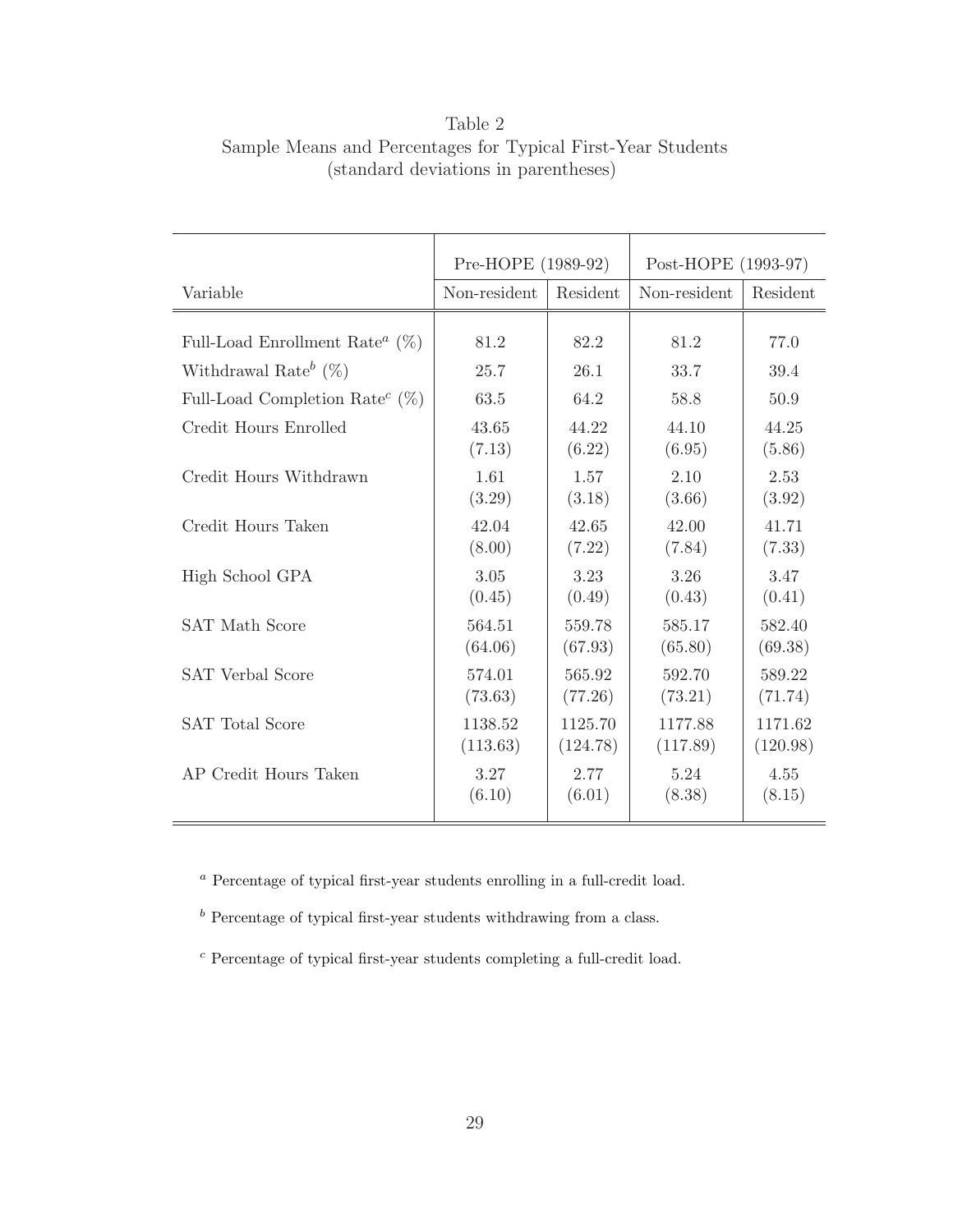Table 2
Sample Means and Percentages for Typical First-Year Students
(standard deviations in parentheses)

| | Pre-HOPE (1989-92) | | Post-HOPE (1993-97) | |
|---|---|---|---|---|
| Variable | Non-resident | Resident | Non-resident | Resident |
| Full-Load Enrollment Rate[a] (%) | 81.2 | 82.2 | 81.2 | 77.0 |
| Withdrawal Rate[b] (%) | 25.7 | 26.1 | 33.7 | 39.4 |
| Full-Load Completion Rate[c] (%) | 63.5 | 64.2 | 58.8 | 50.9 |
| Credit Hours Enrolled | 43.65 | 44.22 | 44.10 | 44.25 |
| | (7.13) | (6.22) | (6.95) | (5.86) |
| Credit Hours Withdrawn | 1.61 | 1.57 | 2.10 | 2.53 |
| | (3.29) | (3.18) | (3.66) | (3.92) |
| Credit Hours Taken | 42.04 | 42.65 | 42.00 | 41.71 |
| | (8.00) | (7.22) | (7.84) | (7.33) |
| High School GPA | 3.05 | 3.23 | 3.26 | 3.47 |
| | (0.45) | (0.49) | (0.43) | (0.41) |
| SAT Math Score | 564.51 | 559.78 | 585.17 | 582.40 |
| | (64.06) | (67.93) | (65.80) | (69.38) |
| SAT Verbal Score | 574.01 | 565.92 | 592.70 | 589.22 |
| | (73.63) | (77.26) | (73.21) | (71.74) |
| SAT Total Score | 1138.52 | 1125.70 | 1177.88 | 1171.62 |
| | (113.63) | (124.78) | (117.89) | (120.98) |
| AP Credit Hours Taken | 3.27 | 2.77 | 5.24 | 4.55 |
| | (6.10) | (6.01) | (8.38) | (8.15) |

[a] Percentage of typical first-year students enrolling in a full-credit load.

[b] Percentage of typical first-year students withdrawing from a class.

[c] Percentage of typical first-year students completing a full-credit load.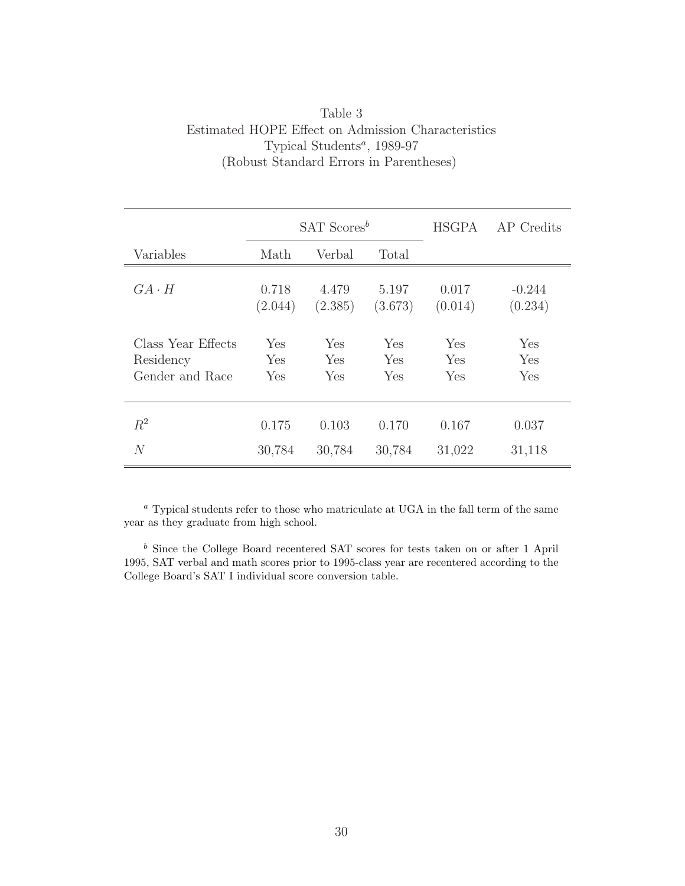Table 3
Estimated HOPE Effect on Admission Characteristics
Typical Students[a], 1989-97
(Robust Standard Errors in Parentheses)

| | SAT Scores[b] | | | HSGPA | AP Credits |
|---|---|---|---|---|---|
| Variables | Math | Verbal | Total | | |
| $GA \cdot H$ | 0.718 | 4.479 | 5.197 | 0.017 | -0.244 |
| | (2.044) | (2.385) | (3.673) | (0.014) | (0.234) |
| Class Year Effects | Yes | Yes | Yes | Yes | Yes |
| Residency | Yes | Yes | Yes | Yes | Yes |
| Gender and Race | Yes | Yes | Yes | Yes | Yes |
| $R^2$ | 0.175 | 0.103 | 0.170 | 0.167 | 0.037 |
| $N$ | 30,784 | 30,784 | 30,784 | 31,022 | 31,118 |

[a] Typical students refer to those who matriculate at UGA in the fall term of the same year as they graduate from high school.

[b] Since the College Board recentered SAT scores for tests taken on or after 1 April 1995, SAT verbal and math scores prior to 1995-class year are recentered according to the College Board's SAT I individual score conversion table.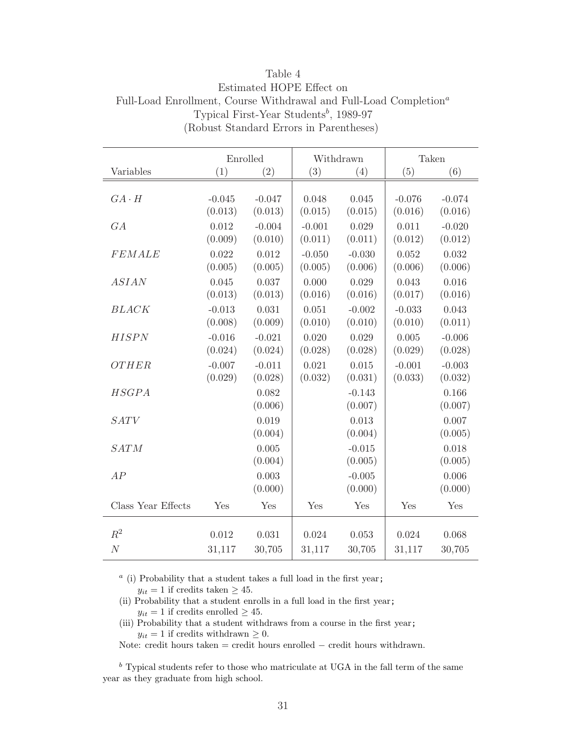Table 4
Estimated HOPE Effect on
Full-Load Enrollment, Course Withdrawal and Full-Load Completion[a]
Typical First-Year Students[b], 1989-97
(Robust Standard Errors in Parentheses)

| | Enrolled | | Withdrawn | | Taken | |
|---|---|---|---|---|---|---|
| Variables | (1) | (2) | (3) | (4) | (5) | (6) |
| $GA \cdot H$ | -0.045 | -0.047 | 0.048 | 0.045 | -0.076 | -0.074 |
| | (0.013) | (0.013) | (0.015) | (0.015) | (0.016) | (0.016) |
| $GA$ | 0.012 | -0.004 | -0.001 | 0.029 | 0.011 | -0.020 |
| | (0.009) | (0.010) | (0.011) | (0.011) | (0.012) | (0.012) |
| $FEMALE$ | 0.022 | 0.012 | -0.050 | -0.030 | 0.052 | 0.032 |
| | (0.005) | (0.005) | (0.005) | (0.006) | (0.006) | (0.006) |
| $ASIAN$ | 0.045 | 0.037 | 0.000 | 0.029 | 0.043 | 0.016 |
| | (0.013) | (0.013) | (0.016) | (0.016) | (0.017) | (0.016) |
| $BLACK$ | -0.013 | 0.031 | 0.051 | -0.002 | -0.033 | 0.043 |
| | (0.008) | (0.009) | (0.010) | (0.010) | (0.010) | (0.011) |
| $HISPN$ | -0.016 | -0.021 | 0.020 | 0.029 | 0.005 | -0.006 |
| | (0.024) | (0.024) | (0.028) | (0.028) | (0.029) | (0.028) |
| $OTHER$ | -0.007 | -0.011 | 0.021 | 0.015 | -0.001 | -0.003 |
| | (0.029) | (0.028) | (0.032) | (0.031) | (0.033) | (0.032) |
| $HSGPA$ | | 0.082 | | -0.143 | | 0.166 |
| | | (0.006) | | (0.007) | | (0.007) |
| $SATV$ | | 0.019 | | 0.013 | | 0.007 |
| | | (0.004) | | (0.004) | | (0.005) |
| $SATM$ | | 0.005 | | -0.015 | | 0.018 |
| | | (0.004) | | (0.005) | | (0.005) |
| $AP$ | | 0.003 | | -0.005 | | 0.006 |
| | | (0.000) | | (0.000) | | (0.000) |
| Class Year Effects | Yes | Yes | Yes | Yes | Yes | Yes |
| $R^2$ | 0.012 | 0.031 | 0.024 | 0.053 | 0.024 | 0.068 |
| $N$ | 31,117 | 30,705 | 31,117 | 30,705 | 31,117 | 30,705 |

[a] (i) Probability that a student takes a full load in the first year;
$y_{it} = 1$ if credits taken $\geq 45$.
(ii) Probability that a student enrolls in a full load in the first year;
$y_{it} = 1$ if credits enrolled $\geq 45$.
(iii) Probability that a student withdraws from a course in the first year;
$y_{it} = 1$ if credits withdrawn $\geq 0$.
Note: credit hours taken = credit hours enrolled − credit hours withdrawn.

[b] Typical students refer to those who matriculate at UGA in the fall term of the same year as they graduate from high school.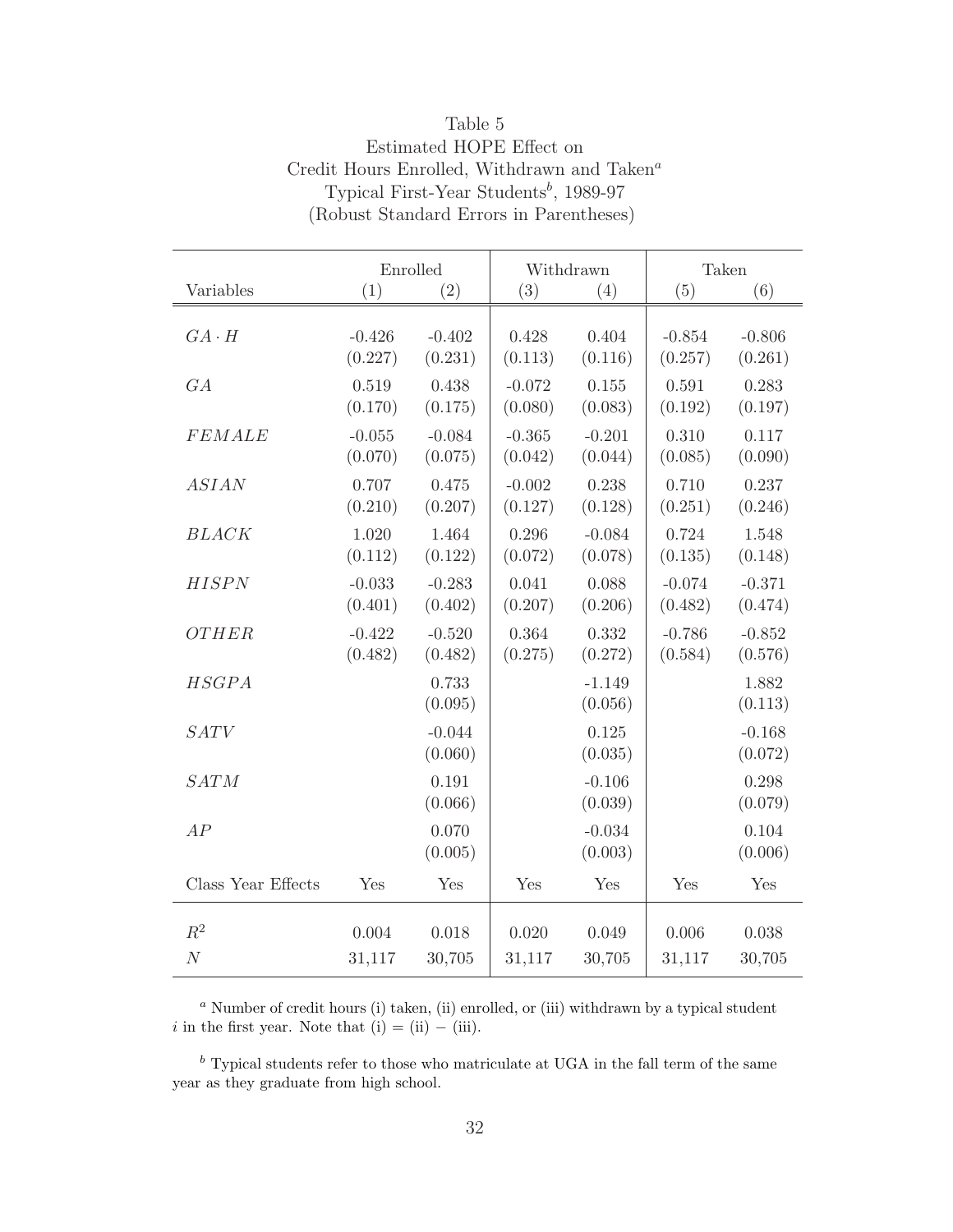Table 5
Estimated HOPE Effect on
Credit Hours Enrolled, Withdrawn and Taken[a]
Typical First-Year Students[b], 1989-97
(Robust Standard Errors in Parentheses)

| | Enrolled | | Withdrawn | | Taken | |
|---|---|---|---|---|---|---|
| Variables | (1) | (2) | (3) | (4) | (5) | (6) |
| $GA \cdot H$ | -0.426 | -0.402 | 0.428 | 0.404 | -0.854 | -0.806 |
| | (0.227) | (0.231) | (0.113) | (0.116) | (0.257) | (0.261) |
| $GA$ | 0.519 | 0.438 | -0.072 | 0.155 | 0.591 | 0.283 |
| | (0.170) | (0.175) | (0.080) | (0.083) | (0.192) | (0.197) |
| $FEMALE$ | -0.055 | -0.084 | -0.365 | -0.201 | 0.310 | 0.117 |
| | (0.070) | (0.075) | (0.042) | (0.044) | (0.085) | (0.090) |
| $ASIAN$ | 0.707 | 0.475 | -0.002 | 0.238 | 0.710 | 0.237 |
| | (0.210) | (0.207) | (0.127) | (0.128) | (0.251) | (0.246) |
| $BLACK$ | 1.020 | 1.464 | 0.296 | -0.084 | 0.724 | 1.548 |
| | (0.112) | (0.122) | (0.072) | (0.078) | (0.135) | (0.148) |
| $HISPN$ | -0.033 | -0.283 | 0.041 | 0.088 | -0.074 | -0.371 |
| | (0.401) | (0.402) | (0.207) | (0.206) | (0.482) | (0.474) |
| $OTHER$ | -0.422 | -0.520 | 0.364 | 0.332 | -0.786 | -0.852 |
| | (0.482) | (0.482) | (0.275) | (0.272) | (0.584) | (0.576) |
| $HSGPA$ | | 0.733 | | -1.149 | | 1.882 |
| | | (0.095) | | (0.056) | | (0.113) |
| $SATV$ | | -0.044 | | 0.125 | | -0.168 |
| | | (0.060) | | (0.035) | | (0.072) |
| $SATM$ | | 0.191 | | -0.106 | | 0.298 |
| | | (0.066) | | (0.039) | | (0.079) |
| $AP$ | | 0.070 | | -0.034 | | 0.104 |
| | | (0.005) | | (0.003) | | (0.006) |
| Class Year Effects | Yes | Yes | Yes | Yes | Yes | Yes |
| $R^2$ | 0.004 | 0.018 | 0.020 | 0.049 | 0.006 | 0.038 |
| $N$ | 31,117 | 30,705 | 31,117 | 30,705 | 31,117 | 30,705 |

[a] Number of credit hours (i) taken, (ii) enrolled, or (iii) withdrawn by a typical student $i$ in the first year. Note that (i) = (ii) − (iii).

[b] Typical students refer to those who matriculate at UGA in the fall term of the same year as they graduate from high school.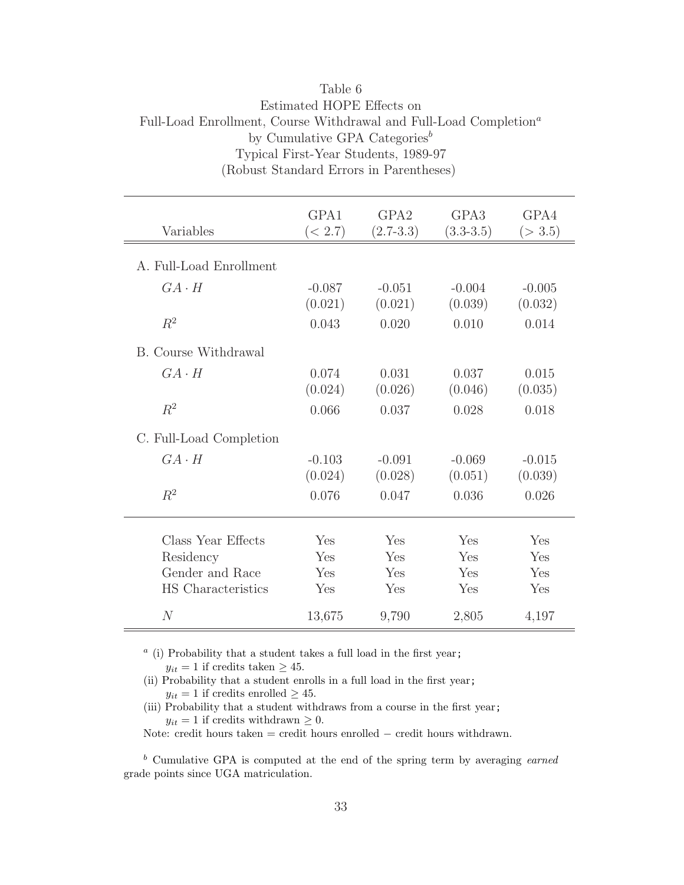Table 6
Estimated HOPE Effects on
Full-Load Enrollment, Course Withdrawal and Full-Load Completion[a]
by Cumulative GPA Categories[b]
Typical First-Year Students, 1989-97
(Robust Standard Errors in Parentheses)

| Variables | GPA1 ($< 2.7$) | GPA2 (2.7-3.3) | GPA3 (3.3-3.5) | GPA4 ($> 3.5$) |
|---|---|---|---|---|
| A. Full-Load Enrollment | | | | |
| $GA \cdot H$ | -0.087 | -0.051 | -0.004 | -0.005 |
| | (0.021) | (0.021) | (0.039) | (0.032) |
| $R^2$ | 0.043 | 0.020 | 0.010 | 0.014 |
| B. Course Withdrawal | | | | |
| $GA \cdot H$ | 0.074 | 0.031 | 0.037 | 0.015 |
| | (0.024) | (0.026) | (0.046) | (0.035) |
| $R^2$ | 0.066 | 0.037 | 0.028 | 0.018 |
| C. Full-Load Completion | | | | |
| $GA \cdot H$ | -0.103 | -0.091 | -0.069 | -0.015 |
| | (0.024) | (0.028) | (0.051) | (0.039) |
| $R^2$ | 0.076 | 0.047 | 0.036 | 0.026 |
| Class Year Effects | Yes | Yes | Yes | Yes |
| Residency | Yes | Yes | Yes | Yes |
| Gender and Race | Yes | Yes | Yes | Yes |
| HS Characteristics | Yes | Yes | Yes | Yes |
| $N$ | 13,675 | 9,790 | 2,805 | 4,197 |

[a] (i) Probability that a student takes a full load in the first year;
$y_{it} = 1$ if credits taken $\geq 45$.
(ii) Probability that a student enrolls in a full load in the first year;
$y_{it} = 1$ if credits enrolled $\geq 45$.
(iii) Probability that a student withdraws from a course in the first year;
$y_{it} = 1$ if credits withdrawn $\geq 0$.
Note: credit hours taken = credit hours enrolled − credit hours withdrawn.

[b] Cumulative GPA is computed at the end of the spring term by averaging *earned* grade points since UGA matriculation.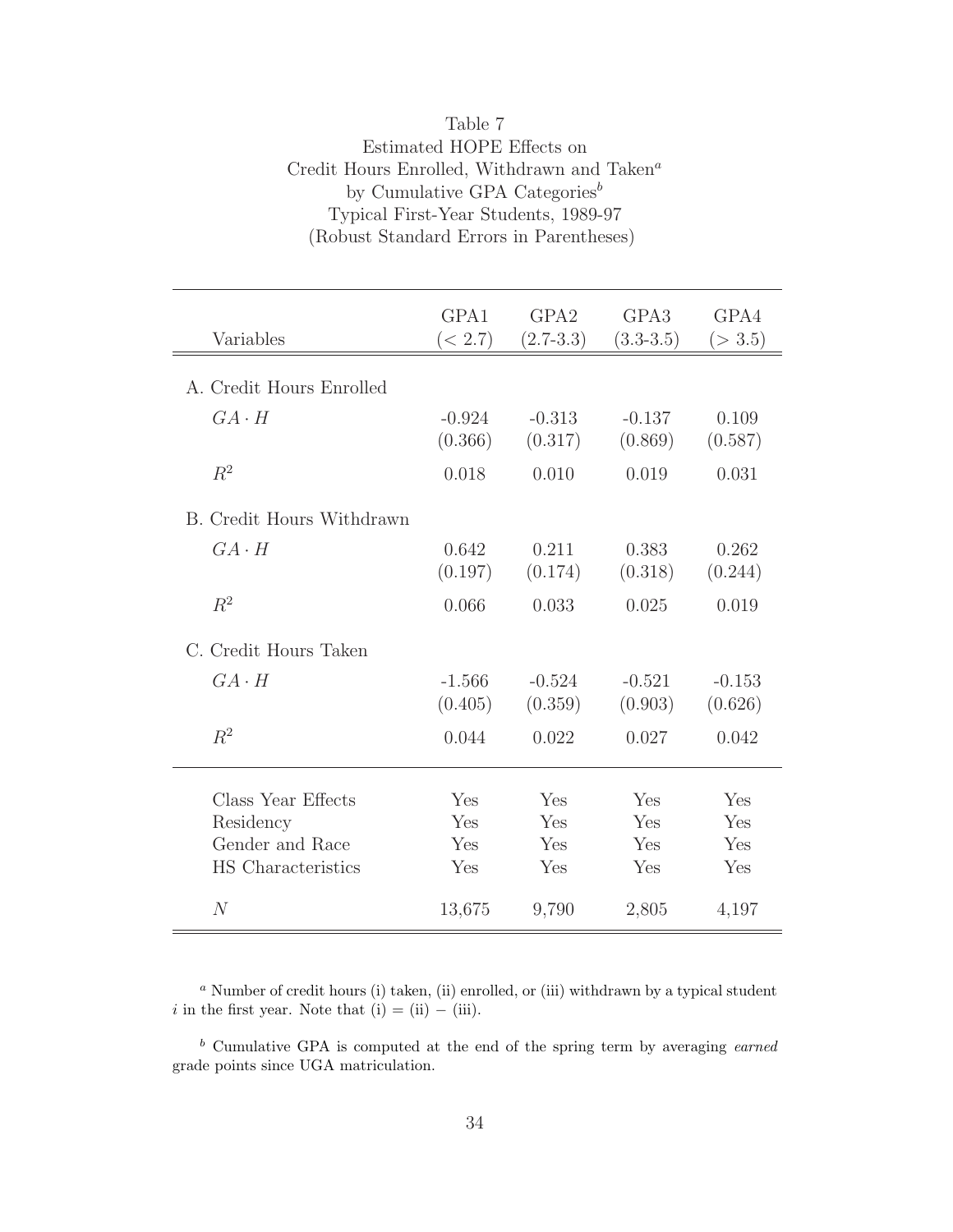Table 7
Estimated HOPE Effects on
Credit Hours Enrolled, Withdrawn and Taken[a]
by Cumulative GPA Categories[b]
Typical First-Year Students, 1989-97
(Robust Standard Errors in Parentheses)

| Variables | GPA1 (< 2.7) | GPA2 (2.7-3.3) | GPA3 (3.3-3.5) | GPA4 (> 3.5) |
|---|---|---|---|---|
| A. Credit Hours Enrolled | | | | |
| $GA \cdot H$ | -0.924 | -0.313 | -0.137 | 0.109 |
| | (0.366) | (0.317) | (0.869) | (0.587) |
| $R^2$ | 0.018 | 0.010 | 0.019 | 0.031 |
| B. Credit Hours Withdrawn | | | | |
| $GA \cdot H$ | 0.642 | 0.211 | 0.383 | 0.262 |
| | (0.197) | (0.174) | (0.318) | (0.244) |
| $R^2$ | 0.066 | 0.033 | 0.025 | 0.019 |
| C. Credit Hours Taken | | | | |
| $GA \cdot H$ | -1.566 | -0.524 | -0.521 | -0.153 |
| | (0.405) | (0.359) | (0.903) | (0.626) |
| $R^2$ | 0.044 | 0.022 | 0.027 | 0.042 |
| Class Year Effects | Yes | Yes | Yes | Yes |
| Residency | Yes | Yes | Yes | Yes |
| Gender and Race | Yes | Yes | Yes | Yes |
| HS Characteristics | Yes | Yes | Yes | Yes |
| $N$ | 13,675 | 9,790 | 2,805 | 4,197 |

[a] Number of credit hours (i) taken, (ii) enrolled, or (iii) withdrawn by a typical student $i$ in the first year. Note that (i) = (ii) − (iii).

[b] Cumulative GPA is computed at the end of the spring term by averaging *earned* grade points since UGA matriculation.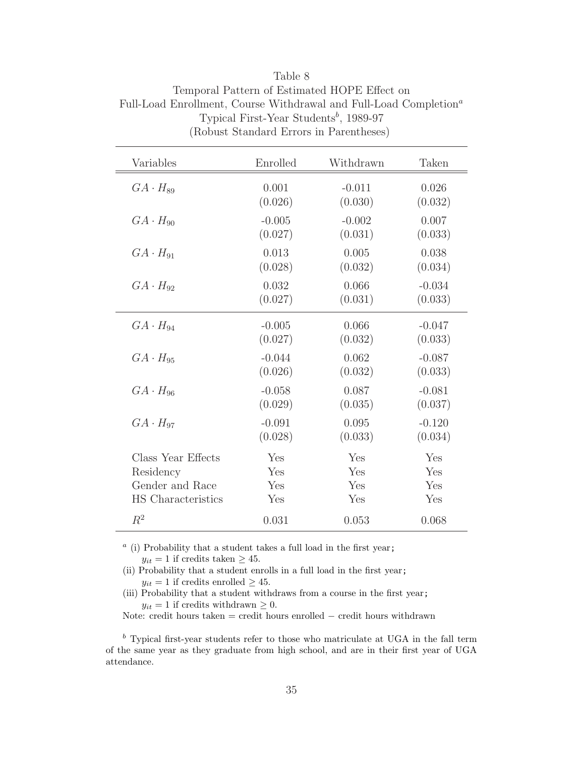Table 8

Temporal Pattern of Estimated HOPE Effect on Full-Load Enrollment, Course Withdrawal and Full-Load Completion[a]

Typical First-Year Students[b], 1989-97

(Robust Standard Errors in Parentheses)

| Variables | Enrolled | Withdrawn | Taken |
|---|---|---|---|
| $GA \cdot H_{89}$ | 0.001 | -0.011 | 0.026 |
| | (0.026) | (0.030) | (0.032) |
| $GA \cdot H_{90}$ | -0.005 | -0.002 | 0.007 |
| | (0.027) | (0.031) | (0.033) |
| $GA \cdot H_{91}$ | 0.013 | 0.005 | 0.038 |
| | (0.028) | (0.032) | (0.034) |
| $GA \cdot H_{92}$ | 0.032 | 0.066 | -0.034 |
| | (0.027) | (0.031) | (0.033) |
| $GA \cdot H_{94}$ | -0.005 | 0.066 | -0.047 |
| | (0.027) | (0.032) | (0.033) |
| $GA \cdot H_{95}$ | -0.044 | 0.062 | -0.087 |
| | (0.026) | (0.032) | (0.033) |
| $GA \cdot H_{96}$ | -0.058 | 0.087 | -0.081 |
| | (0.029) | (0.035) | (0.037) |
| $GA \cdot H_{97}$ | -0.091 | 0.095 | -0.120 |
| | (0.028) | (0.033) | (0.034) |
| Class Year Effects | Yes | Yes | Yes |
| Residency | Yes | Yes | Yes |
| Gender and Race | Yes | Yes | Yes |
| HS Characteristics | Yes | Yes | Yes |
| $R^2$ | 0.031 | 0.053 | 0.068 |

[a] (i) Probability that a student takes a full load in the first year;
$y_{it} = 1$ if credits taken $\geq 45$.
(ii) Probability that a student enrolls in a full load in the first year;
$y_{it} = 1$ if credits enrolled $\geq 45$.
(iii) Probability that a student withdraws from a course in the first year;
$y_{it} = 1$ if credits withdrawn $\geq 0$.
Note: credit hours taken = credit hours enrolled − credit hours withdrawn

[b] Typical first-year students refer to those who matriculate at UGA in the fall term of the same year as they graduate from high school, and are in their first year of UGA attendance.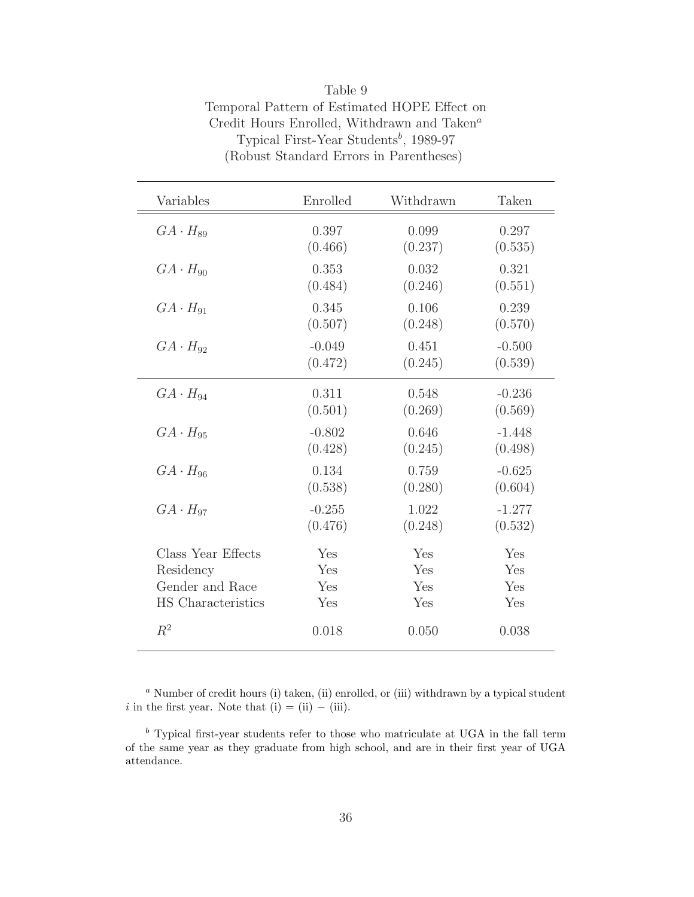Table 9
Temporal Pattern of Estimated HOPE Effect on Credit Hours Enrolled, Withdrawn and Taken[a]
Typical First-Year Students[b], 1989-97
(Robust Standard Errors in Parentheses)

| Variables | Enrolled | Withdrawn | Taken |
|---|---|---|---|
| $GA \cdot H_{89}$ | 0.397 | 0.099 | 0.297 |
| | (0.466) | (0.237) | (0.535) |
| $GA \cdot H_{90}$ | 0.353 | 0.032 | 0.321 |
| | (0.484) | (0.246) | (0.551) |
| $GA \cdot H_{91}$ | 0.345 | 0.106 | 0.239 |
| | (0.507) | (0.248) | (0.570) |
| $GA \cdot H_{92}$ | -0.049 | 0.451 | -0.500 |
| | (0.472) | (0.245) | (0.539) |
| $GA \cdot H_{94}$ | 0.311 | 0.548 | -0.236 |
| | (0.501) | (0.269) | (0.569) |
| $GA \cdot H_{95}$ | -0.802 | 0.646 | -1.448 |
| | (0.428) | (0.245) | (0.498) |
| $GA \cdot H_{96}$ | 0.134 | 0.759 | -0.625 |
| | (0.538) | (0.280) | (0.604) |
| $GA \cdot H_{97}$ | -0.255 | 1.022 | -1.277 |
| | (0.476) | (0.248) | (0.532) |
| Class Year Effects | Yes | Yes | Yes |
| Residency | Yes | Yes | Yes |
| Gender and Race | Yes | Yes | Yes |
| HS Characteristics | Yes | Yes | Yes |
| $R^2$ | 0.018 | 0.050 | 0.038 |

[a] Number of credit hours (i) taken, (ii) enrolled, or (iii) withdrawn by a typical student $i$ in the first year. Note that (i) = (ii) − (iii).

[b] Typical first-year students refer to those who matriculate at UGA in the fall term of the same year as they graduate from high school, and are in their first year of UGA attendance.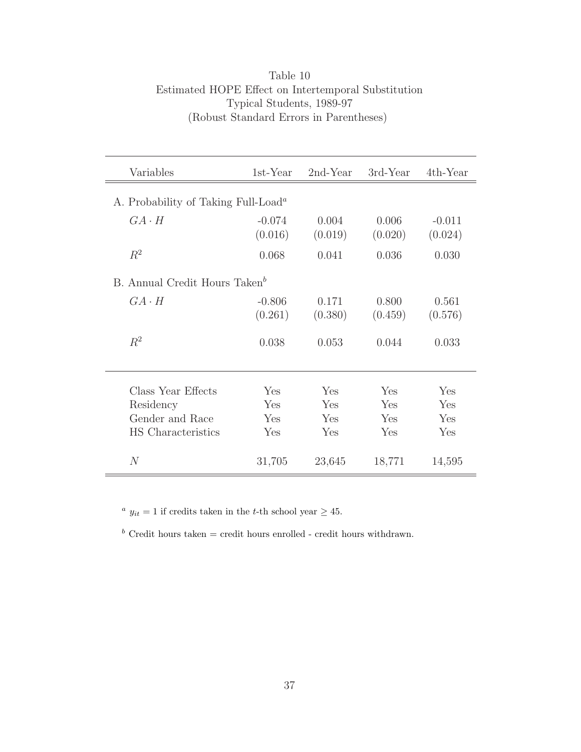Table 10
Estimated HOPE Effect on Intertemporal Substitution
Typical Students, 1989-97
(Robust Standard Errors in Parentheses)

| Variables | 1st-Year | 2nd-Year | 3rd-Year | 4th-Year |
|---|---|---|---|---|
| A. Probability of Taking Full-Load[a] | | | | |
| $GA \cdot H$ | -0.074 | 0.004 | 0.006 | -0.011 |
| | (0.016) | (0.019) | (0.020) | (0.024) |
| $R^2$ | 0.068 | 0.041 | 0.036 | 0.030 |
| B. Annual Credit Hours Taken[b] | | | | |
| $GA \cdot H$ | -0.806 | 0.171 | 0.800 | 0.561 |
| | (0.261) | (0.380) | (0.459) | (0.576) |
| $R^2$ | 0.038 | 0.053 | 0.044 | 0.033 |
| Class Year Effects | Yes | Yes | Yes | Yes |
| Residency | Yes | Yes | Yes | Yes |
| Gender and Race | Yes | Yes | Yes | Yes |
| HS Characteristics | Yes | Yes | Yes | Yes |
| $N$ | 31,705 | 23,645 | 18,771 | 14,595 |

[a] $y_{it} = 1$ if credits taken in the $t$-th school year $\geq 45$.

[b] Credit hours taken = credit hours enrolled - credit hours withdrawn.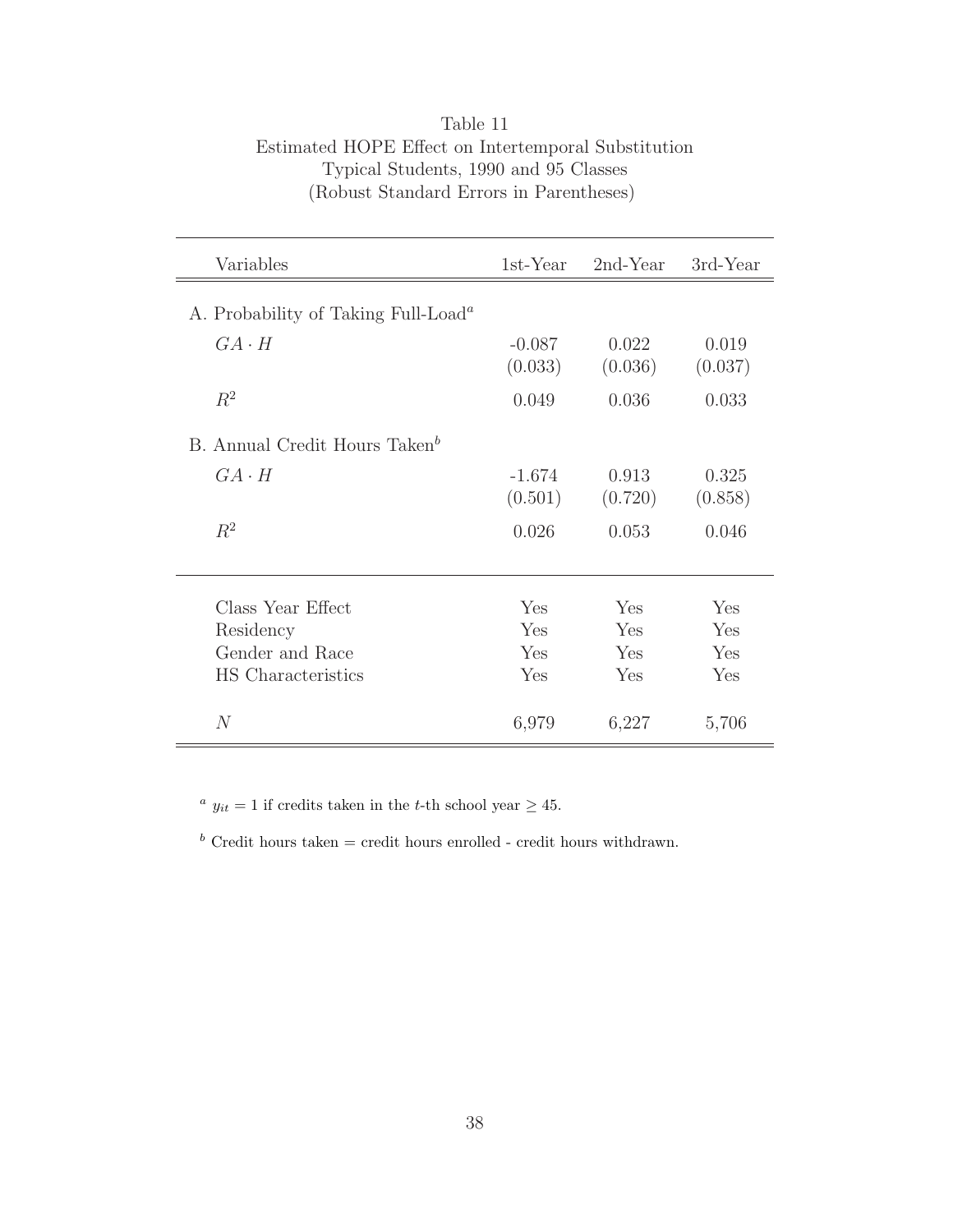Table 11
Estimated HOPE Effect on Intertemporal Substitution
Typical Students, 1990 and 95 Classes
(Robust Standard Errors in Parentheses)

| Variables | 1st-Year | 2nd-Year | 3rd-Year |
|---|---|---|---|
| A. Probability of Taking Full-Load[a] | | | |
| $GA \cdot H$ | -0.087 | 0.022 | 0.019 |
| | (0.033) | (0.036) | (0.037) |
| $R^2$ | 0.049 | 0.036 | 0.033 |
| B. Annual Credit Hours Taken[b] | | | |
| $GA \cdot H$ | -1.674 | 0.913 | 0.325 |
| | (0.501) | (0.720) | (0.858) |
| $R^2$ | 0.026 | 0.053 | 0.046 |
| Class Year Effect | Yes | Yes | Yes |
| Residency | Yes | Yes | Yes |
| Gender and Race | Yes | Yes | Yes |
| HS Characteristics | Yes | Yes | Yes |
| $N$ | 6,979 | 6,227 | 5,706 |

[a] $y_{it} = 1$ if credits taken in the $t$-th school year $\geq 45$.

[b] Credit hours taken = credit hours enrolled - credit hours withdrawn.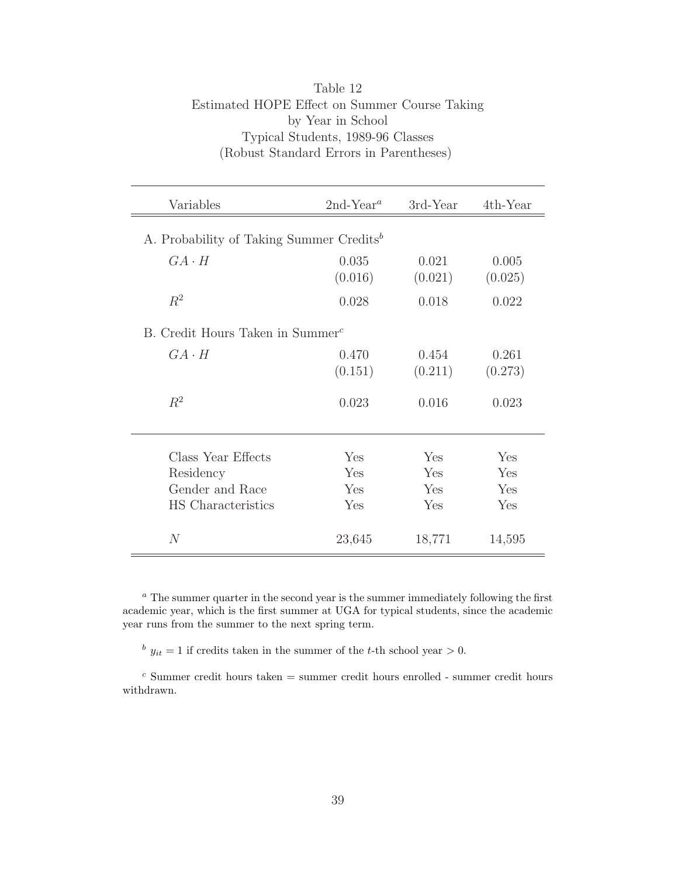Table 12
Estimated HOPE Effect on Summer Course Taking
by Year in School
Typical Students, 1989-96 Classes
(Robust Standard Errors in Parentheses)

| Variables | 2nd-Year[a] | 3rd-Year | 4th-Year |
|---|---|---|---|
| A. Probability of Taking Summer Credits[b] | | | |
| $GA \cdot H$ | 0.035 | 0.021 | 0.005 |
| | (0.016) | (0.021) | (0.025) |
| $R^2$ | 0.028 | 0.018 | 0.022 |
| B. Credit Hours Taken in Summer[c] | | | |
| $GA \cdot H$ | 0.470 | 0.454 | 0.261 |
| | (0.151) | (0.211) | (0.273) |
| $R^2$ | 0.023 | 0.016 | 0.023 |
| Class Year Effects | Yes | Yes | Yes |
| Residency | Yes | Yes | Yes |
| Gender and Race | Yes | Yes | Yes |
| HS Characteristics | Yes | Yes | Yes |
| $N$ | 23,645 | 18,771 | 14,595 |

[a] The summer quarter in the second year is the summer immediately following the first academic year, which is the first summer at UGA for typical students, since the academic year runs from the summer to the next spring term.

[b] $y_{it} = 1$ if credits taken in the summer of the $t$-th school year $> 0$.

[c] Summer credit hours taken = summer credit hours enrolled - summer credit hours withdrawn.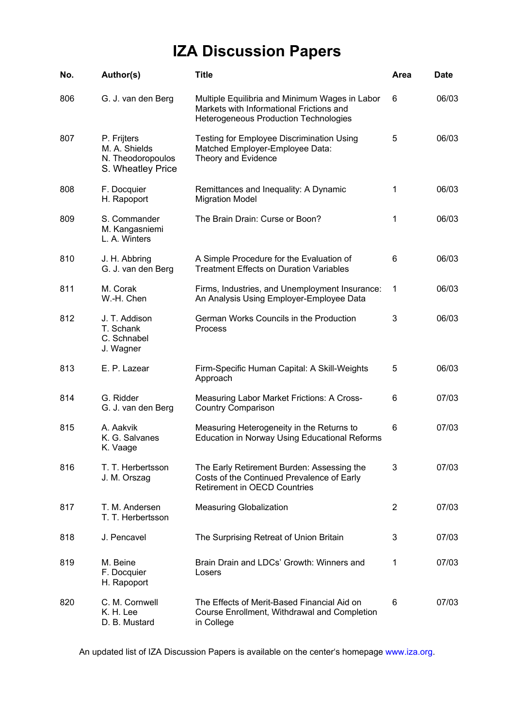# IZA Discussion Papers

| No. | Author(s) | Title | Area | Date |
|---|---|---|---|---|
| 806 | G. J. van den Berg | Multiple Equilibria and Minimum Wages in Labor Markets with Informational Frictions and Heterogeneous Production Technologies | 6 | 06/03 |
| 807 | P. Frijters<br>M. A. Shields<br>N. Theodoropoulos<br>S. Wheatley Price | Testing for Employee Discrimination Using Matched Employer-Employee Data: Theory and Evidence | 5 | 06/03 |
| 808 | F. Docquier<br>H. Rapoport | Remittances and Inequality: A Dynamic Migration Model | 1 | 06/03 |
| 809 | S. Commander<br>M. Kangasniemi<br>L. A. Winters | The Brain Drain: Curse or Boon? | 1 | 06/03 |
| 810 | J. H. Abbring<br>G. J. van den Berg | A Simple Procedure for the Evaluation of Treatment Effects on Duration Variables | 6 | 06/03 |
| 811 | M. Corak<br>W.-H. Chen | Firms, Industries, and Unemployment Insurance: An Analysis Using Employer-Employee Data | 1 | 06/03 |
| 812 | J. T. Addison<br>T. Schank<br>C. Schnabel<br>J. Wagner | German Works Councils in the Production Process | 3 | 06/03 |
| 813 | E. P. Lazear | Firm-Specific Human Capital: A Skill-Weights Approach | 5 | 06/03 |
| 814 | G. Ridder<br>G. J. van den Berg | Measuring Labor Market Frictions: A Cross-Country Comparison | 6 | 07/03 |
| 815 | A. Aakvik<br>K. G. Salvanes<br>K. Vaage | Measuring Heterogeneity in the Returns to Education in Norway Using Educational Reforms | 6 | 07/03 |
| 816 | T. T. Herbertsson<br>J. M. Orszag | The Early Retirement Burden: Assessing the Costs of the Continued Prevalence of Early Retirement in OECD Countries | 3 | 07/03 |
| 817 | T. M. Andersen<br>T. T. Herbertsson | Measuring Globalization | 2 | 07/03 |
| 818 | J. Pencavel | The Surprising Retreat of Union Britain | 3 | 07/03 |
| 819 | M. Beine<br>F. Docquier<br>H. Rapoport | Brain Drain and LDCs' Growth: Winners and Losers | 1 | 07/03 |
| 820 | C. M. Cornwell<br>K. H. Lee<br>D. B. Mustard | The Effects of Merit-Based Financial Aid on Course Enrollment, Withdrawal and Completion in College | 6 | 07/03 |

An updated list of IZA Discussion Papers is available on the center's homepage www.iza.org.